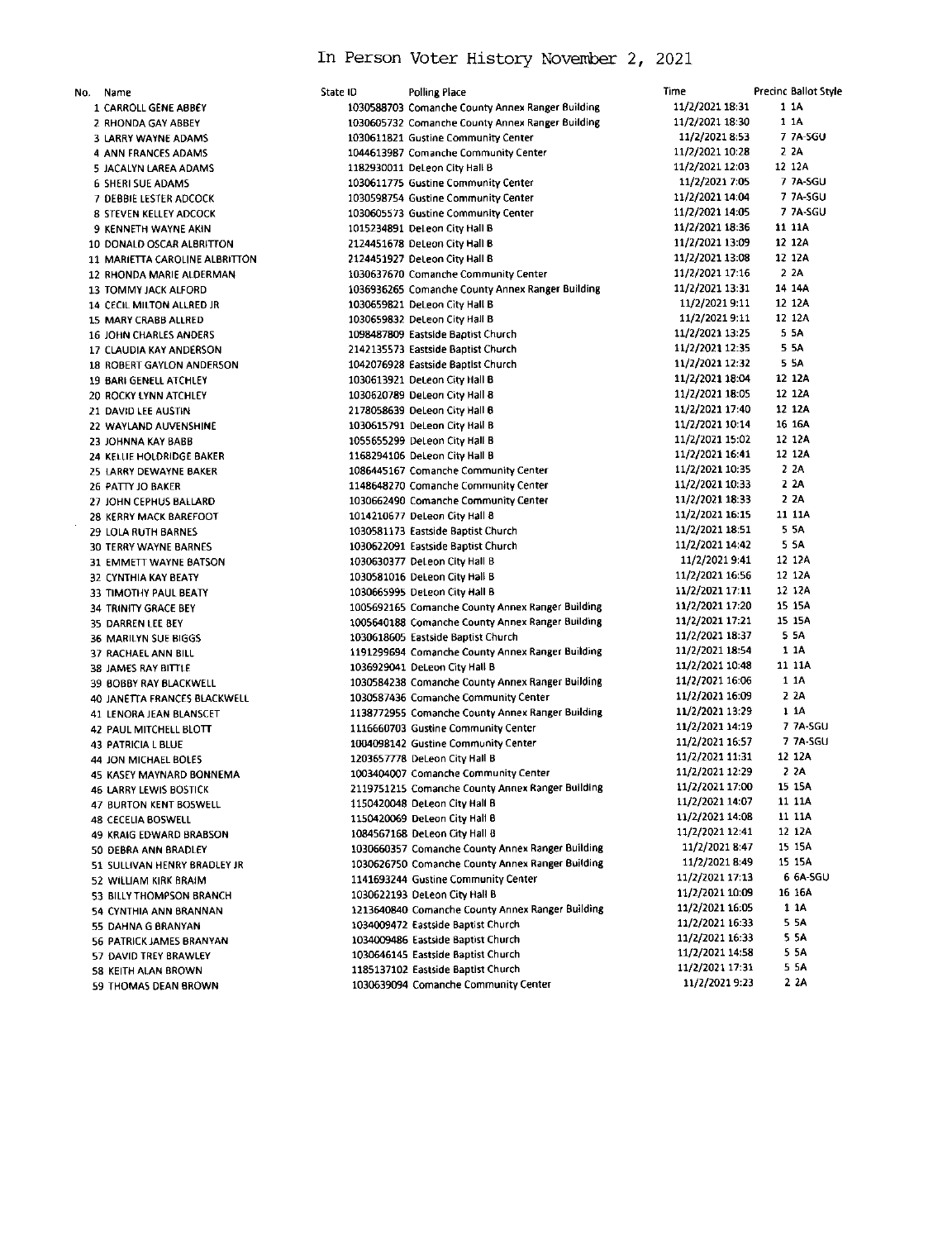# In Person Voter History November 2, 2021

| No. | Name | State ID | Polling Place | Time | Precinc | Ballot Style |
|---|---|---|---|---|---|---|
| 1 | CARROLL GENE ABBEY | 1030588703 | Comanche County Annex Ranger Building | 11/2/2021 18:31 | 1 | 1A |
| 2 | RHONDA GAY ABBEY | 1030605732 | Comanche County Annex Ranger Building | 11/2/2021 18:30 | 1 | 1A |
| 3 | LARRY WAYNE ADAMS | 1030611821 | Gustine Community Center | 11/2/2021 8:53 | 7 | 7A-SGU |
| 4 | ANN FRANCES ADAMS | 1044613987 | Comanche Community Center | 11/2/2021 10:28 | 2 | 2A |
| 5 | JACALYN LAREA ADAMS | 1182930011 | DeLeon City Hall B | 11/2/2021 12:03 | 12 | 12A |
| 6 | SHERI SUE ADAMS | 1030611775 | Gustine Community Center | 11/2/2021 7:05 | 7 | 7A-SGU |
| 7 | DEBBIE LESTER ADCOCK | 1030598754 | Gustine Community Center | 11/2/2021 14:04 | 7 | 7A-SGU |
| 8 | STEVEN KELLEY ADCOCK | 1030605573 | Gustine Community Center | 11/2/2021 14:05 | 7 | 7A-SGU |
| 9 | KENNETH WAYNE AKIN | 1015234891 | DeLeon City Hall B | 11/2/2021 18:36 | 11 | 11A |
| 10 | DONALD OSCAR ALBRITTON | 2124451678 | DeLeon City Hall B | 11/2/2021 13:09 | 12 | 12A |
| 11 | MARIETTA CAROLINE ALBRITTON | 2124451927 | DeLeon City Hall B | 11/2/2021 13:08 | 12 | 12A |
| 12 | RHONDA MARIE ALDERMAN | 1030637670 | Comanche Community Center | 11/2/2021 17:16 | 2 | 2A |
| 13 | TOMMY JACK ALFORD | 1036936265 | Comanche County Annex Ranger Building | 11/2/2021 13:31 | 14 | 14A |
| 14 | CECIL MILTON ALLRED JR | 1030659821 | DeLeon City Hall B | 11/2/2021 9:11 | 12 | 12A |
| 15 | MARY CRABB ALLRED | 1030659832 | DeLeon City Hall B | 11/2/2021 9:11 | 12 | 12A |
| 16 | JOHN CHARLES ANDERS | 1098487809 | Eastside Baptist Church | 11/2/2021 13:25 | 5 | 5A |
| 17 | CLAUDIA KAY ANDERSON | 2142135573 | Eastside Baptist Church | 11/2/2021 12:35 | 5 | 5A |
| 18 | ROBERT GAYLON ANDERSON | 1042076928 | Eastside Baptist Church | 11/2/2021 12:32 | 5 | 5A |
| 19 | BARI GENELL ATCHLEY | 1030613921 | DeLeon City Hall B | 11/2/2021 18:04 | 12 | 12A |
| 20 | ROCKY LYNN ATCHLEY | 1030620789 | DeLeon City Hall B | 11/2/2021 18:05 | 12 | 12A |
| 21 | DAVID LEE AUSTIN | 2178058639 | DeLeon City Hall B | 11/2/2021 17:40 | 12 | 12A |
| 22 | WAYLAND AUVENSHINE | 1030615791 | DeLeon City Hall B | 11/2/2021 10:14 | 16 | 16A |
| 23 | JOHNNA KAY BABB | 1055655299 | DeLeon City Hall B | 11/2/2021 15:02 | 12 | 12A |
| 24 | KELLIE HOLDRIDGE BAKER | 1168294106 | DeLeon City Hall B | 11/2/2021 16:41 | 12 | 12A |
| 25 | LARRY DEWAYNE BAKER | 1086445167 | Comanche Community Center | 11/2/2021 10:35 | 2 | 2A |
| 26 | PATTY JO BAKER | 1148648270 | Comanche Community Center | 11/2/2021 10:33 | 2 | 2A |
| 27 | JOHN CEPHUS BALLARD | 1030662490 | Comanche Community Center | 11/2/2021 18:33 | 2 | 2A |
| 28 | KERRY MACK BAREFOOT | 1014210677 | DeLeon City Hall B | 11/2/2021 16:15 | 11 | 11A |
| 29 | LOLA RUTH BARNES | 1030581173 | Eastside Baptist Church | 11/2/2021 18:51 | 5 | 5A |
| 30 | TERRY WAYNE BARNES | 1030622091 | Eastside Baptist Church | 11/2/2021 14:42 | 5 | 5A |
| 31 | EMMETT WAYNE BATSON | 1030630377 | DeLeon City Hall B | 11/2/2021 9:41 | 12 | 12A |
| 32 | CYNTHIA KAY BEATY | 1030581016 | DeLeon City Hall B | 11/2/2021 16:56 | 12 | 12A |
| 33 | TIMOTHY PAUL BEATY | 1030665995 | DeLeon City Hall B | 11/2/2021 17:11 | 12 | 12A |
| 34 | TRINITY GRACE BEY | 1005692165 | Comanche County Annex Ranger Building | 11/2/2021 17:20 | 15 | 15A |
| 35 | DARREN LEE BEY | 1005640188 | Comanche County Annex Ranger Building | 11/2/2021 17:21 | 15 | 15A |
| 36 | MARILYN SUE BIGGS | 1030618605 | Eastside Baptist Church | 11/2/2021 18:37 | 5 | 5A |
| 37 | RACHAEL ANN BILL | 1191299694 | Comanche County Annex Ranger Building | 11/2/2021 18:54 | 1 | 1A |
| 38 | JAMES RAY BITTLE | 1036929041 | DeLeon City Hall B | 11/2/2021 10:48 | 11 | 11A |
| 39 | BOBBY RAY BLACKWELL | 1030584238 | Comanche County Annex Ranger Building | 11/2/2021 16:06 | 1 | 1A |
| 40 | JANETTA FRANCES BLACKWELL | 1030587436 | Comanche Community Center | 11/2/2021 16:09 | 2 | 2A |
| 41 | LENORA JEAN BLANSCET | 1138772955 | Comanche County Annex Ranger Building | 11/2/2021 13:29 | 1 | 1A |
| 42 | PAUL MITCHELL BLOTT | 1116660703 | Gustine Community Center | 11/2/2021 14:19 | 7 | 7A-SGU |
| 43 | PATRICIA L BLUE | 1004098142 | Gustine Community Center | 11/2/2021 16:57 | 7 | 7A-SGU |
| 44 | JON MICHAEL BOLES | 1203657778 | DeLeon City Hall B | 11/2/2021 11:31 | 12 | 12A |
| 45 | KASEY MAYNARD BONNEMA | 1003404007 | Comanche Community Center | 11/2/2021 12:29 | 2 | 2A |
| 46 | LARRY LEWIS BOSTICK | 2119751215 | Comanche County Annex Ranger Building | 11/2/2021 17:00 | 15 | 15A |
| 47 | BURTON KENT BOSWELL | 1150420048 | DeLeon City Hall B | 11/2/2021 14:07 | 11 | 11A |
| 48 | CECELIA BOSWELL | 1150420069 | DeLeon City Hall B | 11/2/2021 14:08 | 11 | 11A |
| 49 | KRAIG EDWARD BRABSON | 1084567168 | DeLeon City Hall B | 11/2/2021 12:41 | 12 | 12A |
| 50 | DEBRA ANN BRADLEY | 1030660357 | Comanche County Annex Ranger Building | 11/2/2021 8:47 | 15 | 15A |
| 51 | SULLIVAN HENRY BRADLEY JR | 1030626750 | Comanche County Annex Ranger Building | 11/2/2021 8:49 | 15 | 15A |
| 52 | WILLIAM KIRK BRAIM | 1141693244 | Gustine Community Center | 11/2/2021 17:13 | 6 | 6A-SGU |
| 53 | BILLY THOMPSON BRANCH | 1030622193 | DeLeon City Hall B | 11/2/2021 10:09 | 16 | 16A |
| 54 | CYNTHIA ANN BRANNAN | 1213640840 | Comanche County Annex Ranger Building | 11/2/2021 16:05 | 1 | 1A |
| 55 | DAHNA G BRANYAN | 1034009472 | Eastside Baptist Church | 11/2/2021 16:33 | 5 | 5A |
| 56 | PATRICK JAMES BRANYAN | 1034009486 | Eastside Baptist Church | 11/2/2021 16:33 | 5 | 5A |
| 57 | DAVID TREY BRAWLEY | 1030646145 | Eastside Baptist Church | 11/2/2021 14:58 | 5 | 5A |
| 58 | KEITH ALAN BROWN | 1185137102 | Eastside Baptist Church | 11/2/2021 17:31 | 5 | 5A |
| 59 | THOMAS DEAN BROWN | 1030639094 | Comanche Community Center | 11/2/2021 9:23 | 2 | 2A |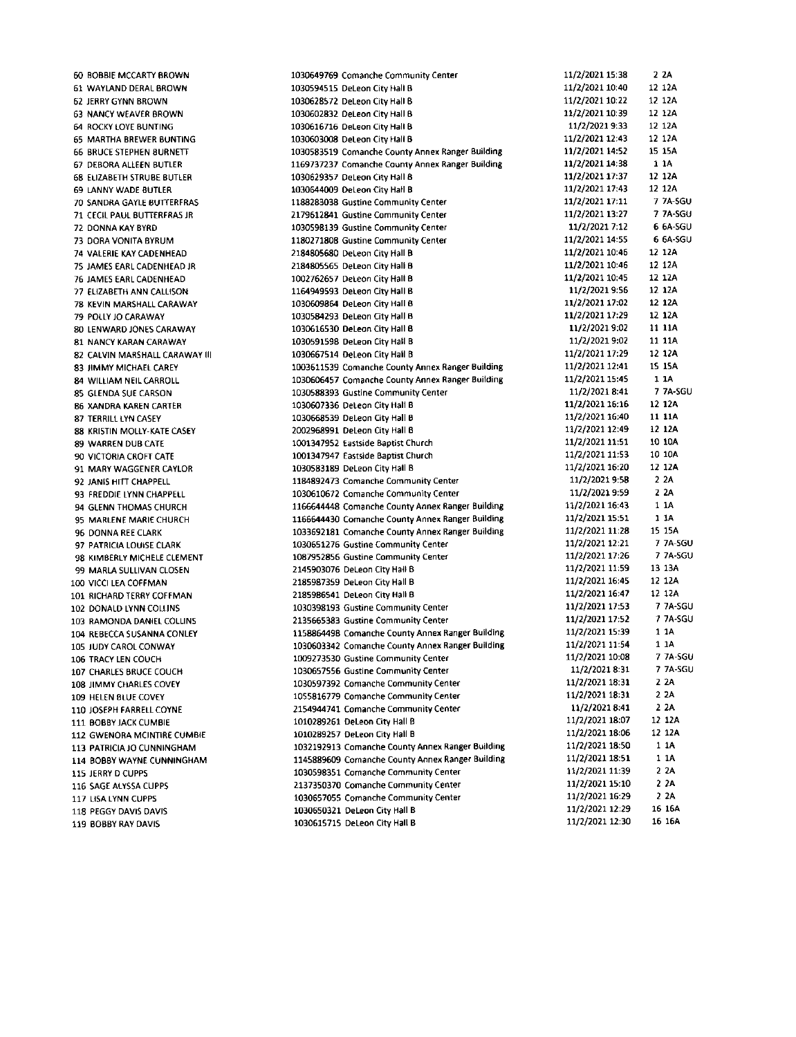| | | | | | | |
|---|---|---|---|---|---|---|
| 60 | BOBBIE MCCARTY BROWN | 1030649769 | Comanche Community Center | 11/2/2021 15:38 | 2 | 2A |
| 61 | WAYLAND DERAL BROWN | 1030594515 | DeLeon City Hall B | 11/2/2021 10:40 | 12 | 12A |
| 62 | JERRY GYNN BROWN | 1030628572 | DeLeon City Hall B | 11/2/2021 10:22 | 12 | 12A |
| 63 | NANCY WEAVER BROWN | 1030602832 | DeLeon City Hall B | 11/2/2021 10:39 | 12 | 12A |
| 64 | ROCKY LOYE BUNTING | 1030616716 | DeLeon City Hall B | 11/2/2021 9:33 | 12 | 12A |
| 65 | MARTHA BREWER BUNTING | 1030603008 | DeLeon City Hall B | 11/2/2021 12:43 | 12 | 12A |
| 66 | BRUCE STEPHEN BURNETT | 1030583519 | Comanche County Annex Ranger Building | 11/2/2021 14:52 | 15 | 15A |
| 67 | DEBORA ALLEEN BUTLER | 1169737237 | Comanche County Annex Ranger Building | 11/2/2021 14:38 | 1 | 1A |
| 68 | ELIZABETH STRUBE BUTLER | 1030629357 | DeLeon City Hall B | 11/2/2021 17:37 | 12 | 12A |
| 69 | LANNY WADE BUTLER | 1030644009 | DeLeon City Hall B | 11/2/2021 17:43 | 12 | 12A |
| 70 | SANDRA GAYLE BUTTERFRAS | 1188283038 | Gustine Community Center | 11/2/2021 17:11 | 7 | 7A-SGU |
| 71 | CECIL PAUL BUTTERFRAS JR | 2179612841 | Gustine Community Center | 11/2/2021 13:27 | 7 | 7A-SGU |
| 72 | DONNA KAY BYRD | 1030598139 | Gustine Community Center | 11/2/2021 7:12 | 6 | 6A-SGU |
| 73 | DORA VONITA BYRUM | 1180271808 | Gustine Community Center | 11/2/2021 14:55 | 6 | 6A-SGU |
| 74 | VALERIE KAY CADENHEAD | 2184805680 | DeLeon City Hall B | 11/2/2021 10:46 | 12 | 12A |
| 75 | JAMES EARL CADENHEAD JR | 2184805565 | DeLeon City Hall B | 11/2/2021 10:46 | 12 | 12A |
| 76 | JAMES EARL CADENHEAD | 1002762657 | DeLeon City Hall B | 11/2/2021 10:45 | 12 | 12A |
| 77 | ELIZABETH ANN CALLISON | 1164949593 | DeLeon City Hall B | 11/2/2021 9:56 | 12 | 12A |
| 78 | KEVIN MARSHALL CARAWAY | 1030609864 | DeLeon City Hall B | 11/2/2021 17:02 | 12 | 12A |
| 79 | POLLY JO CARAWAY | 1030584293 | DeLeon City Hall B | 11/2/2021 17:29 | 12 | 12A |
| 80 | LENWARD JONES CARAWAY | 1030616530 | DeLeon City Hall B | 11/2/2021 9:02 | 11 | 11A |
| 81 | NANCY KARAN CARAWAY | 1030591598 | DeLeon City Hall B | 11/2/2021 9:02 | 11 | 11A |
| 82 | CALVIN MARSHALL CARAWAY III | 1030667514 | DeLeon City Hall B | 11/2/2021 17:29 | 12 | 12A |
| 83 | JIMMY MICHAEL CAREY | 1003611539 | Comanche County Annex Ranger Building | 11/2/2021 12:41 | 15 | 15A |
| 84 | WILLIAM NEIL CARROLL | 1030606457 | Comanche County Annex Ranger Building | 11/2/2021 15:45 | 1 | 1A |
| 85 | GLENDA SUE CARSON | 1030588393 | Gustine Community Center | 11/2/2021 8:41 | 7 | 7A-SGU |
| 86 | XANDRA KAREN CARTER | 1030607336 | DeLeon City Hall B | 11/2/2021 16:16 | 12 | 12A |
| 87 | TERRILL LYN CASEY | 1030668539 | DeLeon City Hall B | 11/2/2021 16:40 | 11 | 11A |
| 88 | KRISTIN MOLLY-KATE CASEY | 2002968991 | DeLeon City Hall B | 11/2/2021 12:49 | 12 | 12A |
| 89 | WARREN DUB CATE | 1001347952 | Eastside Baptist Church | 11/2/2021 11:51 | 10 | 10A |
| 90 | VICTORIA CROFT CATE | 1001347947 | Eastside Baptist Church | 11/2/2021 11:53 | 10 | 10A |
| 91 | MARY WAGGENER CAYLOR | 1030583189 | DeLeon City Hall B | 11/2/2021 16:20 | 12 | 12A |
| 92 | JANIS HITT CHAPPELL | 1184892473 | Comanche Community Center | 11/2/2021 9:58 | 2 | 2A |
| 93 | FREDDIE LYNN CHAPPELL | 1030610672 | Comanche Community Center | 11/2/2021 9:59 | 2 | 2A |
| 94 | GLENN THOMAS CHURCH | 1166644448 | Comanche County Annex Ranger Building | 11/2/2021 16:43 | 1 | 1A |
| 95 | MARLENE MARIE CHURCH | 1166644430 | Comanche County Annex Ranger Building | 11/2/2021 15:51 | 1 | 1A |
| 96 | DONNA REE CLARK | 1033692181 | Comanche County Annex Ranger Building | 11/2/2021 11:28 | 15 | 15A |
| 97 | PATRICIA LOUISE CLARK | 1030651276 | Gustine Community Center | 11/2/2021 12:21 | 7 | 7A-SGU |
| 98 | KIMBERLY MICHELE CLEMENT | 1087952856 | Gustine Community Center | 11/2/2021 17:26 | 7 | 7A-SGU |
| 99 | MARLA SULLIVAN CLOSEN | 2145903076 | DeLeon City Hall B | 11/2/2021 11:59 | 13 | 13A |
| 100 | VICCI LEA COFFMAN | 2185987359 | DeLeon City Hall B | 11/2/2021 16:45 | 12 | 12A |
| 101 | RICHARD TERRY COFFMAN | 2185986541 | DeLeon City Hall B | 11/2/2021 16:47 | 12 | 12A |
| 102 | DONALD LYNN COLLINS | 1030398193 | Gustine Community Center | 11/2/2021 17:53 | 7 | 7A-SGU |
| 103 | RAMONDA DANIEL COLLINS | 2135665383 | Gustine Community Center | 11/2/2021 17:52 | 7 | 7A-SGU |
| 104 | REBECCA SUSANNA CONLEY | 1158864498 | Comanche County Annex Ranger Building | 11/2/2021 15:39 | 1 | 1A |
| 105 | JUDY CAROL CONWAY | 1030603342 | Comanche County Annex Ranger Building | 11/2/2021 11:54 | 1 | 1A |
| 106 | TRACY LEN COUCH | 1009273530 | Gustine Community Center | 11/2/2021 10:08 | 7 | 7A-SGU |
| 107 | CHARLES BRUCE COUCH | 1030657556 | Gustine Community Center | 11/2/2021 8:31 | 7 | 7A-SGU |
| 108 | JIMMY CHARLES COVEY | 1030597392 | Comanche Community Center | 11/2/2021 18:31 | 2 | 2A |
| 109 | HELEN BLUE COVEY | 1055816779 | Comanche Community Center | 11/2/2021 18:31 | 2 | 2A |
| 110 | JOSEPH FARRELL COYNE | 2154944741 | Comanche Community Center | 11/2/2021 8:41 | 2 | 2A |
| 111 | BOBBY JACK CUMBIE | 1010289261 | DeLeon City Hall B | 11/2/2021 18:07 | 12 | 12A |
| 112 | GWENORA MCINTIRE CUMBIE | 1010289257 | DeLeon City Hall B | 11/2/2021 18:06 | 12 | 12A |
| 113 | PATRICIA JO CUNNINGHAM | 1032192913 | Comanche County Annex Ranger Building | 11/2/2021 18:50 | 1 | 1A |
| 114 | BOBBY WAYNE CUNNINGHAM | 1145889609 | Comanche County Annex Ranger Building | 11/2/2021 18:51 | 1 | 1A |
| 115 | JERRY D CUPPS | 1030598351 | Comanche Community Center | 11/2/2021 11:39 | 2 | 2A |
| 116 | SAGE ALYSSA CUPPS | 2137350370 | Comanche Community Center | 11/2/2021 15:10 | 2 | 2A |
| 117 | LISA LYNN CUPPS | 1030657055 | Comanche Community Center | 11/2/2021 16:29 | 2 | 2A |
| 118 | PEGGY DAVIS DAVIS | 1030650321 | DeLeon City Hall B | 11/2/2021 12:29 | 16 | 16A |
| 119 | BOBBY RAY DAVIS | 1030615715 | DeLeon City Hall B | 11/2/2021 12:30 | 16 | 16A |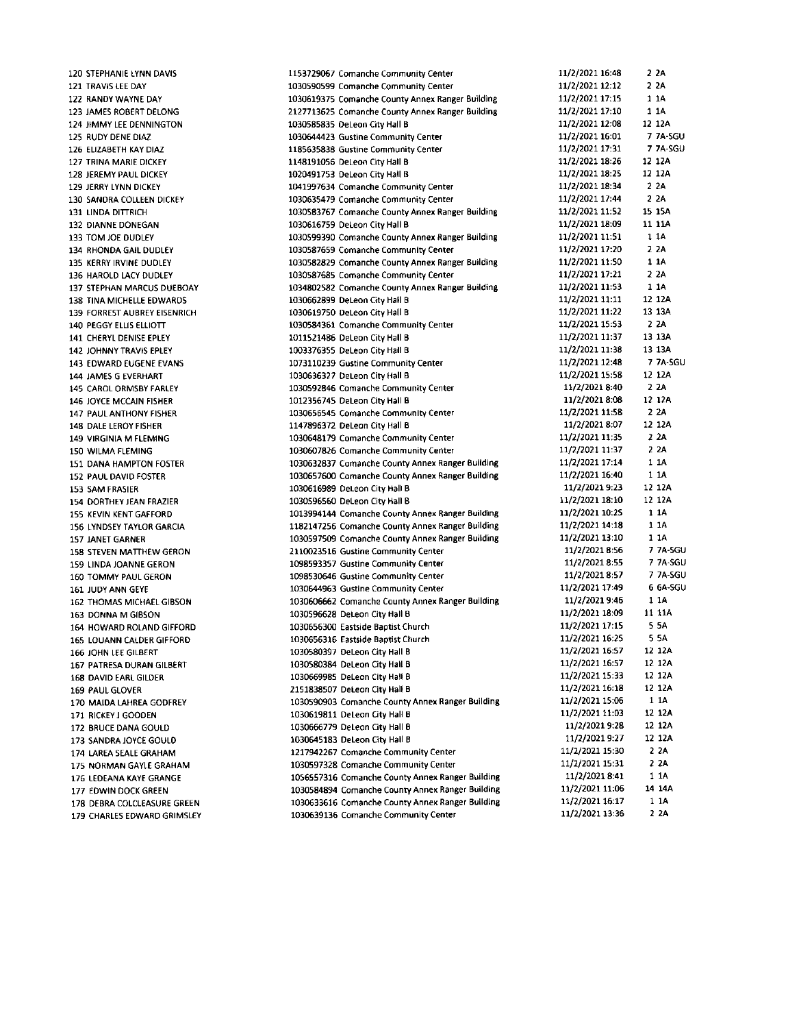| | | | | | | |
|---|---|---|---|---|---|---|
| 120 | STEPHANIE LYNN DAVIS | 1153729067 | Comanche Community Center | 11/2/2021 16:48 | 2 | 2A |
| 121 | TRAVIS LEE DAY | 1030590599 | Comanche Community Center | 11/2/2021 12:12 | 2 | 2A |
| 122 | RANDY WAYNE DAY | 1030619375 | Comanche County Annex Ranger Building | 11/2/2021 17:15 | 1 | 1A |
| 123 | JAMES ROBERT DELONG | 2127713625 | Comanche County Annex Ranger Building | 11/2/2021 17:10 | 1 | 1A |
| 124 | JIMMY LEE DENNINGTON | 1030585835 | DeLeon City Hall B | 11/2/2021 12:08 | 12 | 12A |
| 125 | RUDY DENE DIAZ | 1030644423 | Gustine Community Center | 11/2/2021 16:01 | 7 | 7A-SGU |
| 126 | ELIZABETH KAY DIAZ | 1185635838 | Gustine Community Center | 11/2/2021 17:31 | 7 | 7A-SGU |
| 127 | TRINA MARIE DICKEY | 1148191056 | DeLeon City Hall B | 11/2/2021 18:26 | 12 | 12A |
| 128 | JEREMY PAUL DICKEY | 1020491753 | DeLeon City Hall B | 11/2/2021 18:25 | 12 | 12A |
| 129 | JERRY LYNN DICKEY | 1041997634 | Comanche Community Center | 11/2/2021 18:34 | 2 | 2A |
| 130 | SANDRA COLLEEN DICKEY | 1030635479 | Comanche Community Center | 11/2/2021 17:44 | 2 | 2A |
| 131 | LINDA DITTRICH | 1030583767 | Comanche County Annex Ranger Building | 11/2/2021 11:52 | 15 | 15A |
| 132 | DIANNE DONEGAN | 1030616759 | DeLeon City Hall B | 11/2/2021 18:09 | 11 | 11A |
| 133 | TOM JOE DUDLEY | 1030599390 | Comanche County Annex Ranger Building | 11/2/2021 11:51 | 1 | 1A |
| 134 | RHONDA GAIL DUDLEY | 1030587659 | Comanche Community Center | 11/2/2021 17:20 | 2 | 2A |
| 135 | KERRY IRVINE DUDLEY | 1030582829 | Comanche County Annex Ranger Building | 11/2/2021 11:50 | 1 | 1A |
| 136 | HAROLD LACY DUDLEY | 1030587685 | Comanche Community Center | 11/2/2021 17:21 | 2 | 2A |
| 137 | STEPHAN MARCUS DUEBOAY | 1034802582 | Comanche County Annex Ranger Building | 11/2/2021 11:53 | 1 | 1A |
| 138 | TINA MICHELLE EDWARDS | 1030662899 | DeLeon City Hall B | 11/2/2021 11:11 | 12 | 12A |
| 139 | FORREST AUBREY EISENRICH | 1030619750 | DeLeon City Hall B | 11/2/2021 11:22 | 13 | 13A |
| 140 | PEGGY ELLIS ELLIOTT | 1030584361 | Comanche Community Center | 11/2/2021 15:53 | 2 | 2A |
| 141 | CHERYL DENISE EPLEY | 1011521486 | DeLeon City Hall B | 11/2/2021 11:37 | 13 | 13A |
| 142 | JOHNNY TRAVIS EPLEY | 1003376355 | DeLeon City Hall B | 11/2/2021 11:38 | 13 | 13A |
| 143 | EDWARD EUGENE EVANS | 1073110239 | Gustine Community Center | 11/2/2021 12:48 | 7 | 7A-SGU |
| 144 | JAMES G EVERHART | 1030636327 | DeLeon City Hall B | 11/2/2021 15:58 | 12 | 12A |
| 145 | CAROL ORMSBY FARLEY | 1030592846 | Comanche Community Center | 11/2/2021 8:40 | 2 | 2A |
| 146 | JOYCE MCCAIN FISHER | 1012356745 | DeLeon City Hall B | 11/2/2021 8:08 | 12 | 12A |
| 147 | PAUL ANTHONY FISHER | 1030656545 | Comanche Community Center | 11/2/2021 11:58 | 2 | 2A |
| 148 | DALE LEROY FISHER | 1147896372 | DeLeon City Hall B | 11/2/2021 8:07 | 12 | 12A |
| 149 | VIRGINIA M FLEMING | 1030648179 | Comanche Community Center | 11/2/2021 11:35 | 2 | 2A |
| 150 | WILMA FLEMING | 1030607826 | Comanche Community Center | 11/2/2021 11:37 | 2 | 2A |
| 151 | DANA HAMPTON FOSTER | 1030632837 | Comanche County Annex Ranger Building | 11/2/2021 17:14 | 1 | 1A |
| 152 | PAUL DAVID FOSTER | 1030657600 | Comanche County Annex Ranger Building | 11/2/2021 16:40 | 1 | 1A |
| 153 | SAM FRASIER | 1030616989 | DeLeon City Hall B | 11/2/2021 9:23 | 12 | 12A |
| 154 | DORTHEY JEAN FRAZIER | 1030596560 | DeLeon City Hall B | 11/2/2021 18:10 | 12 | 12A |
| 155 | KEVIN KENT GAFFORD | 1013994144 | Comanche County Annex Ranger Building | 11/2/2021 10:25 | 1 | 1A |
| 156 | LYNDSEY TAYLOR GARCIA | 1182147256 | Comanche County Annex Ranger Building | 11/2/2021 14:18 | 1 | 1A |
| 157 | JANET GARNER | 1030597509 | Comanche County Annex Ranger Building | 11/2/2021 13:10 | 1 | 1A |
| 158 | STEVEN MATTHEW GERON | 2110023516 | Gustine Community Center | 11/2/2021 8:56 | 7 | 7A-SGU |
| 159 | LINDA JOANNE GERON | 1098593357 | Gustine Community Center | 11/2/2021 8:55 | 7 | 7A-SGU |
| 160 | TOMMY PAUL GERON | 1098530646 | Gustine Community Center | 11/2/2021 8:57 | 7 | 7A-SGU |
| 161 | JUDY ANN GEYE | 1030644963 | Gustine Community Center | 11/2/2021 17:49 | 6 | 6A-SGU |
| 162 | THOMAS MICHAEL GIBSON | 1030606662 | Comanche County Annex Ranger Building | 11/2/2021 9:46 | 1 | 1A |
| 163 | DONNA M GIBSON | 1030596628 | DeLeon City Hall B | 11/2/2021 18:09 | 11 | 11A |
| 164 | HOWARD ROLAND GIFFORD | 1030656300 | Eastside Baptist Church | 11/2/2021 17:15 | 5 | 5A |
| 165 | LOUANN CALDER GIFFORD | 1030656316 | Eastside Baptist Church | 11/2/2021 16:25 | 5 | 5A |
| 166 | JOHN LEE GILBERT | 1030580397 | DeLeon City Hall B | 11/2/2021 16:57 | 12 | 12A |
| 167 | PATRESA DURAN GILBERT | 1030580384 | DeLeon City Hall B | 11/2/2021 16:57 | 12 | 12A |
| 168 | DAVID EARL GILDER | 1030669985 | DeLeon City Hall B | 11/2/2021 15:33 | 12 | 12A |
| 169 | PAUL GLOVER | 2151838507 | DeLeon City Hall B | 11/2/2021 16:18 | 12 | 12A |
| 170 | MAIDA LAHREA GODFREY | 1030590903 | Comanche County Annex Ranger Building | 11/2/2021 15:06 | 1 | 1A |
| 171 | RICKEY J GOODEN | 1030619811 | DeLeon City Hall B | 11/2/2021 11:03 | 12 | 12A |
| 172 | BRUCE DANA GOULD | 1030666779 | DeLeon City Hall B | 11/2/2021 9:28 | 12 | 12A |
| 173 | SANDRA JOYCE GOULD | 1030645183 | DeLeon City Hall B | 11/2/2021 9:27 | 12 | 12A |
| 174 | LAREA SEALE GRAHAM | 1217942267 | Comanche Community Center | 11/2/2021 15:30 | 2 | 2A |
| 175 | NORMAN GAYLE GRAHAM | 1030597328 | Comanche Community Center | 11/2/2021 15:31 | 2 | 2A |
| 176 | LEDEANA KAYE GRANGE | 1056557316 | Comanche County Annex Ranger Building | 11/2/2021 8:41 | 1 | 1A |
| 177 | EDWIN DOCK GREEN | 1030584894 | Comanche County Annex Ranger Building | 11/2/2021 11:06 | 14 | 14A |
| 178 | DEBRA COLCLEASURE GREEN | 1030633616 | Comanche County Annex Ranger Building | 11/2/2021 16:17 | 1 | 1A |
| 179 | CHARLES EDWARD GRIMSLEY | 1030639136 | Comanche Community Center | 11/2/2021 13:36 | 2 | 2A |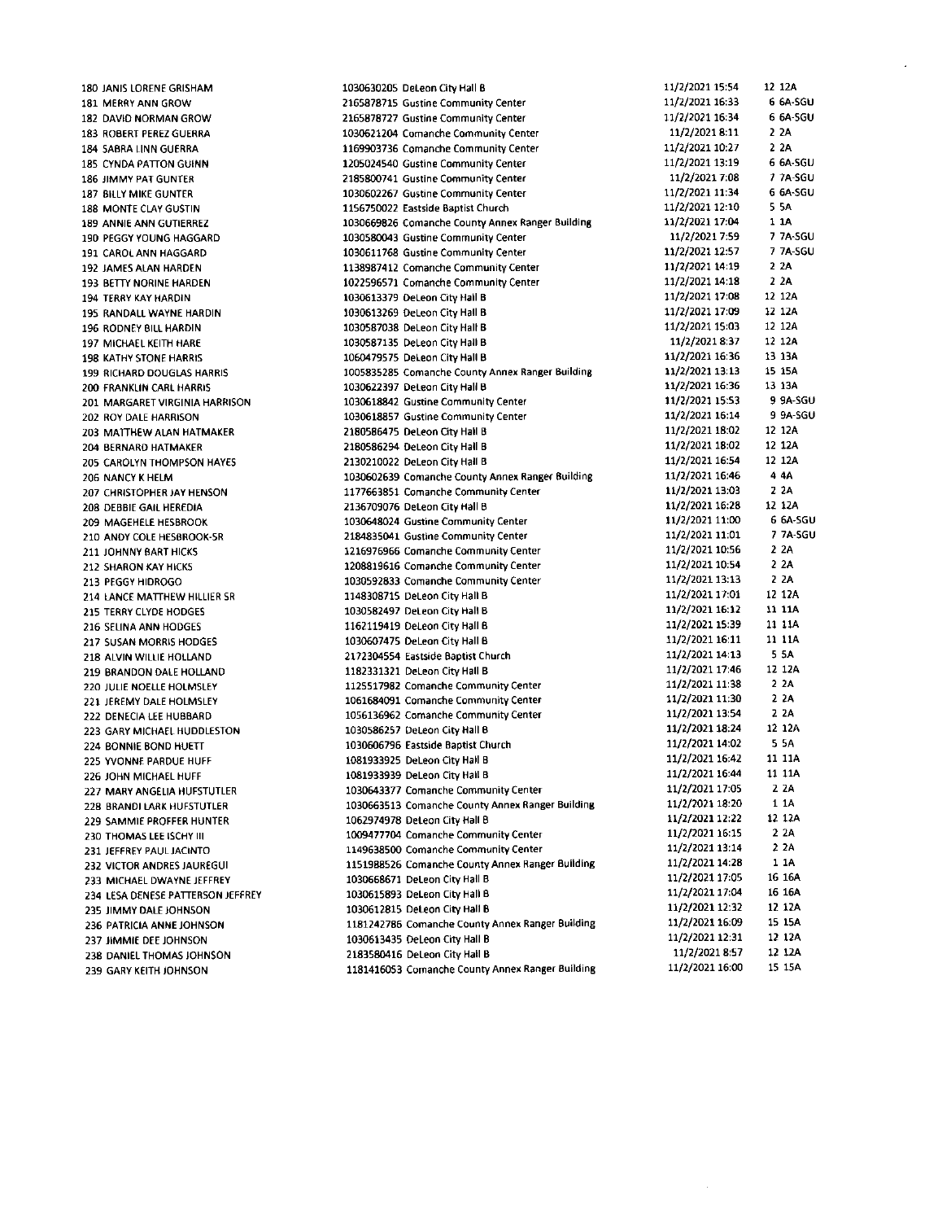| | | | | | |
|---|---|---|---|---|---|
| 180 | JANIS LORENE GRISHAM | 1030630205 DeLeon City Hall B | 11/2/2021 15:54 | 12 | 12A |
| 181 | MERRY ANN GROW | 2165878715 Gustine Community Center | 11/2/2021 16:33 | 6 | 6A-SGU |
| 182 | DAVID NORMAN GROW | 2165878727 Gustine Community Center | 11/2/2021 16:34 | 6 | 6A-SGU |
| 183 | ROBERT PEREZ GUERRA | 1030621204 Comanche Community Center | 11/2/2021 8:11 | 2 | 2A |
| 184 | SABRA LINN GUERRA | 1169903736 Comanche Community Center | 11/2/2021 10:27 | 2 | 2A |
| 185 | CYNDA PATTON GUINN | 1205024540 Gustine Community Center | 11/2/2021 13:19 | 6 | 6A-SGU |
| 186 | JIMMY PAT GUNTER | 2185800741 Gustine Community Center | 11/2/2021 7:08 | 7 | 7A-SGU |
| 187 | BILLY MIKE GUNTER | 1030602267 Gustine Community Center | 11/2/2021 11:34 | 6 | 6A-SGU |
| 188 | MONTE CLAY GUSTIN | 1156750022 Eastside Baptist Church | 11/2/2021 12:10 | 5 | 5A |
| 189 | ANNIE ANN GUTIERREZ | 1030669826 Comanche County Annex Ranger Building | 11/2/2021 17:04 | 1 | 1A |
| 190 | PEGGY YOUNG HAGGARD | 1030580043 Gustine Community Center | 11/2/2021 7:59 | 7 | 7A-SGU |
| 191 | CAROL ANN HAGGARD | 1030611768 Gustine Community Center | 11/2/2021 12:57 | 7 | 7A-SGU |
| 192 | JAMES ALAN HARDEN | 1138987412 Comanche Community Center | 11/2/2021 14:19 | 2 | 2A |
| 193 | BETTY NORINE HARDEN | 1022596571 Comanche Community Center | 11/2/2021 14:18 | 2 | 2A |
| 194 | TERRY KAY HARDIN | 1030613379 DeLeon City Hall B | 11/2/2021 17:08 | 12 | 12A |
| 195 | RANDALL WAYNE HARDIN | 1030613269 DeLeon City Hall B | 11/2/2021 17:09 | 12 | 12A |
| 196 | RODNEY BILL HARDIN | 1030587038 DeLeon City Hall B | 11/2/2021 15:03 | 12 | 12A |
| 197 | MICHAEL KEITH HARE | 1030587135 DeLeon City Hall B | 11/2/2021 8:37 | 12 | 12A |
| 198 | KATHY STONE HARRIS | 1060479575 DeLeon City Hall B | 11/2/2021 16:36 | 13 | 13A |
| 199 | RICHARD DOUGLAS HARRIS | 1005835285 Comanche County Annex Ranger Building | 11/2/2021 13:13 | 15 | 15A |
| 200 | FRANKLIN CARL HARRIS | 1030622397 DeLeon City Hall B | 11/2/2021 16:36 | 13 | 13A |
| 201 | MARGARET VIRGINIA HARRISON | 1030618842 Gustine Community Center | 11/2/2021 15:53 | 9 | 9A-SGU |
| 202 | ROY DALE HARRISON | 1030618857 Gustine Community Center | 11/2/2021 16:14 | 9 | 9A-SGU |
| 203 | MATTHEW ALAN HATMAKER | 2180586475 DeLeon City Hall B | 11/2/2021 18:02 | 12 | 12A |
| 204 | BERNARD HATMAKER | 2180586294 DeLeon City Hall B | 11/2/2021 18:02 | 12 | 12A |
| 205 | CAROLYN THOMPSON HAYES | 2130210022 DeLeon City Hall B | 11/2/2021 16:54 | 12 | 12A |
| 206 | NANCY K HELM | 1030602639 Comanche County Annex Ranger Building | 11/2/2021 16:46 | 4 | 4A |
| 207 | CHRISTOPHER JAY HENSON | 1177663851 Comanche Community Center | 11/2/2021 13:03 | 2 | 2A |
| 208 | DEBBIE GAIL HEREDIA | 2136709076 DeLeon City Hall B | 11/2/2021 16:28 | 12 | 12A |
| 209 | MAGEHELE HESBROOK | 1030648024 Gustine Community Center | 11/2/2021 11:00 | 6 | 6A-SGU |
| 210 | ANDY COLE HESBROOK-SR | 2184835041 Gustine Community Center | 11/2/2021 11:01 | 7 | 7A-SGU |
| 211 | JOHNNY BART HICKS | 1216976966 Comanche Community Center | 11/2/2021 10:56 | 2 | 2A |
| 212 | SHARON KAY HICKS | 1208819616 Comanche Community Center | 11/2/2021 10:54 | 2 | 2A |
| 213 | PEGGY HIDROGO | 1030592833 Comanche Community Center | 11/2/2021 13:13 | 2 | 2A |
| 214 | LANCE MATTHEW HILLIER SR | 1148308715 DeLeon City Hall B | 11/2/2021 17:01 | 12 | 12A |
| 215 | TERRY CLYDE HODGES | 1030582497 DeLeon City Hall B | 11/2/2021 16:12 | 11 | 11A |
| 216 | SELINA ANN HODGES | 1162119419 DeLeon City Hall B | 11/2/2021 15:39 | 11 | 11A |
| 217 | SUSAN MORRIS HODGES | 1030607475 DeLeon City Hall B | 11/2/2021 16:11 | 11 | 11A |
| 218 | ALVIN WILLIE HOLLAND | 2172304554 Eastside Baptist Church | 11/2/2021 14:13 | 5 | 5A |
| 219 | BRANDON DALE HOLLAND | 1182331321 DeLeon City Hall B | 11/2/2021 17:46 | 12 | 12A |
| 220 | JULIE NOELLE HOLMSLEY | 1125517982 Comanche Community Center | 11/2/2021 11:38 | 2 | 2A |
| 221 | JEREMY DALE HOLMSLEY | 1061684091 Comanche Community Center | 11/2/2021 11:30 | 2 | 2A |
| 222 | DENECIA LEE HUBBARD | 1056136962 Comanche Community Center | 11/2/2021 13:54 | 2 | 2A |
| 223 | GARY MICHAEL HUDDLESTON | 1030586257 DeLeon City Hall B | 11/2/2021 18:24 | 12 | 12A |
| 224 | BONNIE BOND HUETT | 1030606796 Eastside Baptist Church | 11/2/2021 14:02 | 5 | 5A |
| 225 | YVONNE PARDUE HUFF | 1081933925 DeLeon City Hall B | 11/2/2021 16:42 | 11 | 11A |
| 226 | JOHN MICHAEL HUFF | 1081933939 DeLeon City Hall B | 11/2/2021 16:44 | 11 | 11A |
| 227 | MARY ANGELIA HUFSTUTLER | 1030643377 Comanche Community Center | 11/2/2021 17:05 | 2 | 2A |
| 228 | BRANDI LARK HUFSTUTLER | 1030663513 Comanche County Annex Ranger Building | 11/2/2021 18:20 | 1 | 1A |
| 229 | SAMMIE PROFFER HUNTER | 1062974978 DeLeon City Hall B | 11/2/2021 12:22 | 12 | 12A |
| 230 | THOMAS LEE ISCHY III | 1009477704 Comanche Community Center | 11/2/2021 16:15 | 2 | 2A |
| 231 | JEFFREY PAUL JACINTO | 1149638500 Comanche Community Center | 11/2/2021 13:14 | 2 | 2A |
| 232 | VICTOR ANDRES JAUREGUI | 1151988526 Comanche County Annex Ranger Building | 11/2/2021 14:28 | 1 | 1A |
| 233 | MICHAEL DWAYNE JEFFREY | 1030668671 DeLeon City Hall B | 11/2/2021 17:05 | 16 | 16A |
| 234 | LESA DENESE PATTERSON JEFFREY | 1030615893 DeLeon City Hall B | 11/2/2021 17:04 | 16 | 16A |
| 235 | JIMMY DALE JOHNSON | 1030612815 DeLeon City Hall B | 11/2/2021 12:32 | 12 | 12A |
| 236 | PATRICIA ANNE JOHNSON | 1181242786 Comanche County Annex Ranger Building | 11/2/2021 16:09 | 15 | 15A |
| 237 | JIMMIE DEE JOHNSON | 1030613435 DeLeon City Hall B | 11/2/2021 12:31 | 12 | 12A |
| 238 | DANIEL THOMAS JOHNSON | 2183580416 DeLeon City Hall B | 11/2/2021 8:57 | 12 | 12A |
| 239 | GARY KEITH JOHNSON | 1181416053 Comanche County Annex Ranger Building | 11/2/2021 16:00 | 15 | 15A |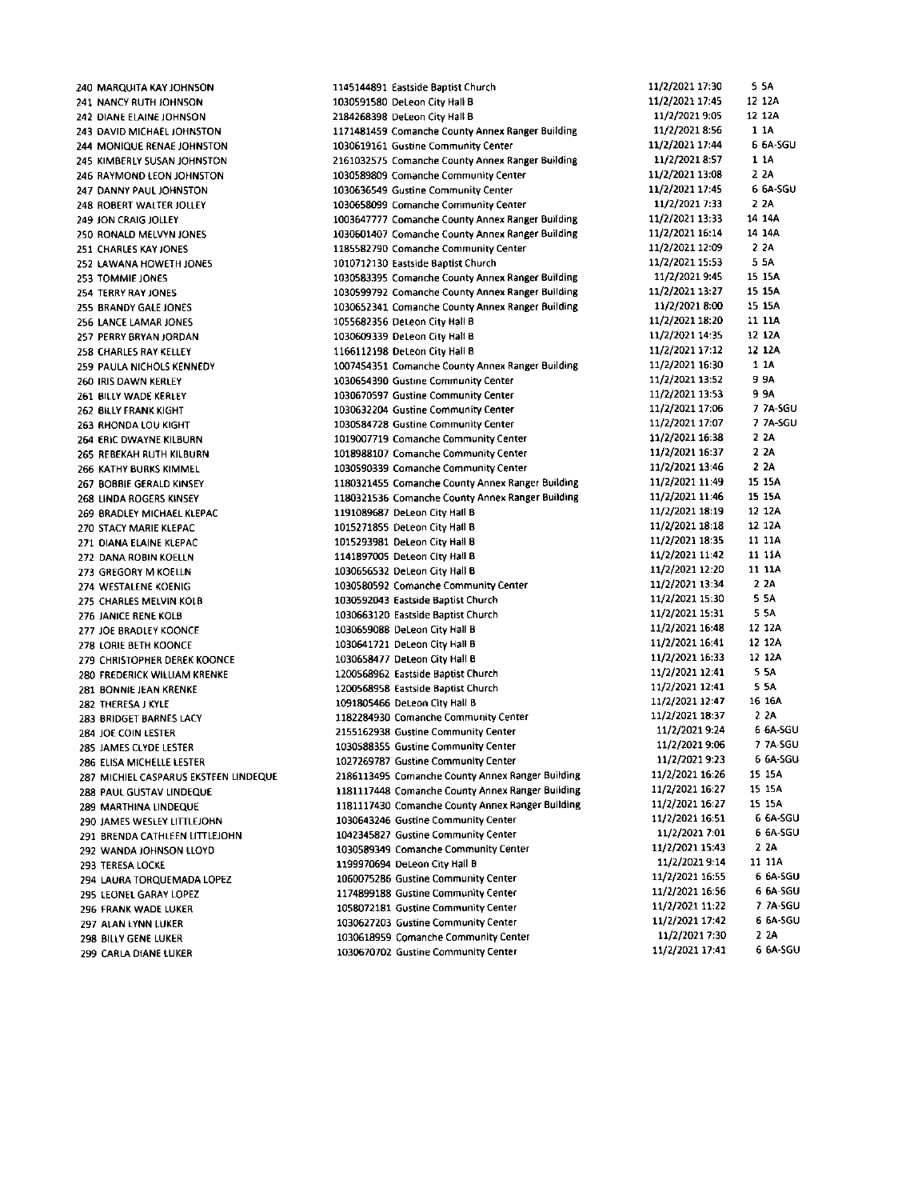| | | | | | |
|---|---|---|---|---|---|
| 240 MARQUITA KAY JOHNSON | 1145144891 | Eastside Baptist Church | 11/2/2021 17:30 | 5 | 5A |
| 241 NANCY RUTH JOHNSON | 1030591580 | DeLeon City Hall B | 11/2/2021 17:45 | 12 | 12A |
| 242 DIANE ELAINE JOHNSON | 2184268398 | DeLeon City Hall B | 11/2/2021 9:05 | 12 | 12A |
| 243 DAVID MICHAEL JOHNSTON | 1171481459 | Comanche County Annex Ranger Building | 11/2/2021 8:56 | 1 | 1A |
| 244 MONIQUE RENAE JOHNSTON | 1030619161 | Gustine Community Center | 11/2/2021 17:44 | 6 | 6A-SGU |
| 245 KIMBERLY SUSAN JOHNSTON | 2161032575 | Comanche County Annex Ranger Building | 11/2/2021 8:57 | 1 | 1A |
| 246 RAYMOND LEON JOHNSTON | 1030589809 | Comanche Community Center | 11/2/2021 13:08 | 2 | 2A |
| 247 DANNY PAUL JOHNSTON | 1030636549 | Gustine Community Center | 11/2/2021 17:45 | 6 | 6A-SGU |
| 248 ROBERT WALTER JOLLEY | 1030658099 | Comanche Community Center | 11/2/2021 7:33 | 2 | 2A |
| 249 JON CRAIG JOLLEY | 1003647777 | Comanche County Annex Ranger Building | 11/2/2021 13:33 | 14 | 14A |
| 250 RONALD MELVYN JONES | 1030601407 | Comanche County Annex Ranger Building | 11/2/2021 16:14 | 14 | 14A |
| 251 CHARLES KAY JONES | 1185582790 | Comanche Community Center | 11/2/2021 12:09 | 2 | 2A |
| 252 LAWANA HOWETH JONES | 1010712130 | Eastside Baptist Church | 11/2/2021 15:53 | 5 | 5A |
| 253 TOMMIE JONES | 1030583395 | Comanche County Annex Ranger Building | 11/2/2021 9:45 | 15 | 15A |
| 254 TERRY RAY JONES | 1030599792 | Comanche County Annex Ranger Building | 11/2/2021 13:27 | 15 | 15A |
| 255 BRANDY GALE JONES | 1030652341 | Comanche County Annex Ranger Building | 11/2/2021 8:00 | 15 | 15A |
| 256 LANCE LAMAR JONES | 1055682356 | DeLeon City Hall B | 11/2/2021 18:20 | 11 | 11A |
| 257 PERRY BRYAN JORDAN | 1030609339 | DeLeon City Hall B | 11/2/2021 14:35 | 12 | 12A |
| 258 CHARLES RAY KELLEY | 1166112198 | DeLeon City Hall B | 11/2/2021 17:12 | 12 | 12A |
| 259 PAULA NICHOLS KENNEDY | 1007454351 | Comanche County Annex Ranger Building | 11/2/2021 16:30 | 1 | 1A |
| 260 IRIS DAWN KERLEY | 1030654390 | Gustine Community Center | 11/2/2021 13:52 | 9 | 9A |
| 261 BILLY WADE KERLEY | 1030670597 | Gustine Community Center | 11/2/2021 13:53 | 9 | 9A |
| 262 BILLY FRANK KIGHT | 1030632204 | Gustine Community Center | 11/2/2021 17:06 | 7 | 7A-SGU |
| 263 RHONDA LOU KIGHT | 1030584728 | Gustine Community Center | 11/2/2021 17:07 | 7 | 7A-SGU |
| 264 ERIC DWAYNE KILBURN | 1019007719 | Comanche Community Center | 11/2/2021 16:38 | 2 | 2A |
| 265 REBEKAH RUTH KILBURN | 1018988107 | Comanche Community Center | 11/2/2021 16:37 | 2 | 2A |
| 266 KATHY BURKS KIMMEL | 1030590339 | Comanche Community Center | 11/2/2021 13:46 | 2 | 2A |
| 267 BOBBIE GERALD KINSEY | 1180321455 | Comanche County Annex Ranger Building | 11/2/2021 11:49 | 15 | 15A |
| 268 LINDA ROGERS KINSEY | 1180321536 | Comanche County Annex Ranger Building | 11/2/2021 11:46 | 15 | 15A |
| 269 BRADLEY MICHAEL KLEPAC | 1191089687 | DeLeon City Hall B | 11/2/2021 18:19 | 12 | 12A |
| 270 STACY MARIE KLEPAC | 1015271855 | DeLeon City Hall B | 11/2/2021 18:18 | 12 | 12A |
| 271 DIANA ELAINE KLEPAC | 1015293981 | DeLeon City Hall B | 11/2/2021 18:35 | 11 | 11A |
| 272 DANA ROBIN KOELLN | 1141897005 | DeLeon City Hall B | 11/2/2021 11:42 | 11 | 11A |
| 273 GREGORY M KOELLN | 1030656532 | DeLeon City Hall B | 11/2/2021 12:20 | 11 | 11A |
| 274 WESTALENE KOENIG | 1030580592 | Comanche Community Center | 11/2/2021 13:34 | 2 | 2A |
| 275 CHARLES MELVIN KOLB | 1030592043 | Eastside Baptist Church | 11/2/2021 15:30 | 5 | 5A |
| 276 JANICE RENE KOLB | 1030663120 | Eastside Baptist Church | 11/2/2021 15:31 | 5 | 5A |
| 277 JOE BRADLEY KOONCE | 1030659088 | DeLeon City Hall B | 11/2/2021 16:48 | 12 | 12A |
| 278 LORIE BETH KOONCE | 1030641721 | DeLeon City Hall B | 11/2/2021 16:41 | 12 | 12A |
| 279 CHRISTOPHER DEREK KOONCE | 1030658477 | DeLeon City Hall B | 11/2/2021 16:33 | 12 | 12A |
| 280 FREDERICK WILLIAM KRENKE | 1200568962 | Eastside Baptist Church | 11/2/2021 12:41 | 5 | 5A |
| 281 BONNIE JEAN KRENKE | 1200568958 | Eastside Baptist Church | 11/2/2021 12:41 | 5 | 5A |
| 282 THERESA J KYLE | 1091805466 | DeLeon City Hall B | 11/2/2021 12:47 | 16 | 16A |
| 283 BRIDGET BARNES LACY | 1182284930 | Comanche Community Center | 11/2/2021 18:37 | 2 | 2A |
| 284 JOE COIN LESTER | 2155162938 | Gustine Community Center | 11/2/2021 9:24 | 6 | 6A-SGU |
| 285 JAMES CLYDE LESTER | 1030588355 | Gustine Community Center | 11/2/2021 9:06 | 7 | 7A-SGU |
| 286 ELISA MICHELLE LESTER | 1027269787 | Gustine Community Center | 11/2/2021 9:23 | 6 | 6A-SGU |
| 287 MICHIEL CASPARUS EKSTEEN LINDEQUE | 2186113495 | Comanche County Annex Ranger Building | 11/2/2021 16:26 | 15 | 15A |
| 288 PAUL GUSTAV LINDEQUE | 1181117448 | Comanche County Annex Ranger Building | 11/2/2021 16:27 | 15 | 15A |
| 289 MARTHINA LINDEQUE | 1181117430 | Comanche County Annex Ranger Building | 11/2/2021 16:27 | 15 | 15A |
| 290 JAMES WESLEY LITTLEJOHN | 1030643246 | Gustine Community Center | 11/2/2021 16:51 | 6 | 6A-SGU |
| 291 BRENDA CATHLEEN LITTLEJOHN | 1042345827 | Gustine Community Center | 11/2/2021 7:01 | 6 | 6A-SGU |
| 292 WANDA JOHNSON LLOYD | 1030589349 | Comanche Community Center | 11/2/2021 15:43 | 2 | 2A |
| 293 TERESA LOCKE | 1199970694 | DeLeon City Hall B | 11/2/2021 9:14 | 11 | 11A |
| 294 LAURA TORQUEMADA LOPEZ | 1060075286 | Gustine Community Center | 11/2/2021 16:55 | 6 | 6A-SGU |
| 295 LEONEL GARAY LOPEZ | 1174899188 | Gustine Community Center | 11/2/2021 16:56 | 6 | 6A-SGU |
| 296 FRANK WADE LUKER | 1058072181 | Gustine Community Center | 11/2/2021 11:22 | 7 | 7A-SGU |
| 297 ALAN LYNN LUKER | 1030627203 | Gustine Community Center | 11/2/2021 17:42 | 6 | 6A-SGU |
| 298 BILLY GENE LUKER | 1030618959 | Comanche Community Center | 11/2/2021 7:30 | 2 | 2A |
| 299 CARLA DIANE LUKER | 1030670702 | Gustine Community Center | 11/2/2021 17:41 | 6 | 6A-SGU |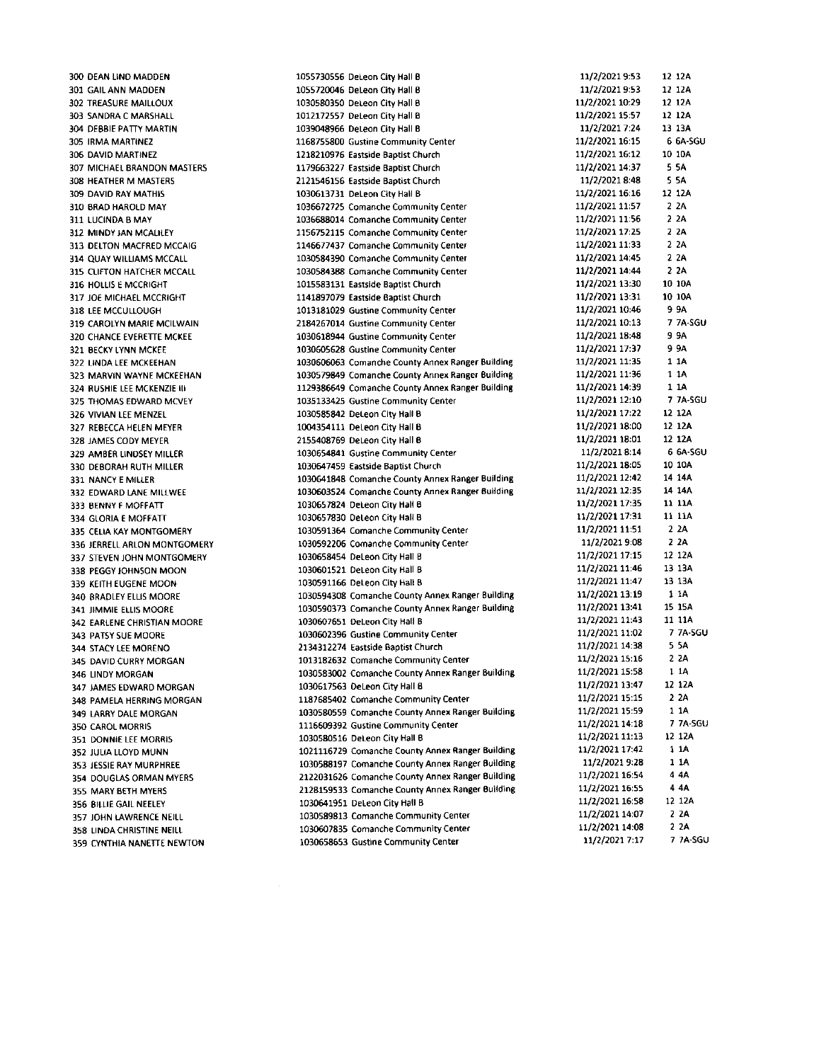| | | | | | |
|---|---|---|---|---|---|
| 300 | DEAN LIND MADDEN | 1055730556 DeLeon City Hall B | 11/2/2021 9:53 | 12 | 12A |
| 301 | GAIL ANN MADDEN | 1055720046 DeLeon City Hall B | 11/2/2021 9:53 | 12 | 12A |
| 302 | TREASURE MAILLOUX | 1030580350 DeLeon City Hall B | 11/2/2021 10:29 | 12 | 12A |
| 303 | SANDRA C MARSHALL | 1012172557 DeLeon City Hall B | 11/2/2021 15:57 | 12 | 12A |
| 304 | DEBBIE PATTY MARTIN | 1039048966 DeLeon City Hall B | 11/2/2021 7:24 | 13 | 13A |
| 305 | IRMA MARTINEZ | 1168755800 Gustine Community Center | 11/2/2021 16:15 | 6 | 6A-SGU |
| 306 | DAVID MARTINEZ | 1218210976 Eastside Baptist Church | 11/2/2021 16:12 | 10 | 10A |
| 307 | MICHAEL BRANDON MASTERS | 1179663227 Eastside Baptist Church | 11/2/2021 14:37 | 5 | 5A |
| 308 | HEATHER M MASTERS | 2121546156 Eastside Baptist Church | 11/2/2021 8:48 | 5 | 5A |
| 309 | DAVID RAY MATHIS | 1030613731 DeLeon City Hall B | 11/2/2021 16:16 | 12 | 12A |
| 310 | BRAD HAROLD MAY | 1036672725 Comanche Community Center | 11/2/2021 11:57 | 2 | 2A |
| 311 | LUCINDA B MAY | 1036688014 Comanche Community Center | 11/2/2021 11:56 | 2 | 2A |
| 312 | MINDY JAN MCALLEY | 1156752115 Comanche Community Center | 11/2/2021 17:25 | 2 | 2A |
| 313 | DELTON MACFRED MCCAIG | 1146677437 Comanche Community Center | 11/2/2021 11:33 | 2 | 2A |
| 314 | QUAY WILLIAMS MCCALL | 1030584390 Comanche Community Center | 11/2/2021 14:45 | 2 | 2A |
| 315 | CLIFTON HATCHER MCCALL | 1030584388 Comanche Community Center | 11/2/2021 14:44 | 2 | 2A |
| 316 | HOLLIS E MCCRIGHT | 1015583131 Eastside Baptist Church | 11/2/2021 13:30 | 10 | 10A |
| 317 | JOE MICHAEL MCCRIGHT | 1141897079 Eastside Baptist Church | 11/2/2021 13:31 | 10 | 10A |
| 318 | LEE MCCULLOUGH | 1013181029 Gustine Community Center | 11/2/2021 10:46 | 9 | 9A |
| 319 | CAROLYN MARIE MCILWAIN | 2184267014 Gustine Community Center | 11/2/2021 10:13 | 7 | 7A-SGU |
| 320 | CHANCE EVERETTE MCKEE | 1030618944 Gustine Community Center | 11/2/2021 18:48 | 9 | 9A |
| 321 | BECKY LYNN MCKEE | 1030605628 Gustine Community Center | 11/2/2021 17:37 | 9 | 9A |
| 322 | LINDA LEE MCKEEHAN | 1030606063 Comanche County Annex Ranger Building | 11/2/2021 11:35 | 1 | 1A |
| 323 | MARVIN WAYNE MCKEEHAN | 1030579849 Comanche County Annex Ranger Building | 11/2/2021 11:36 | 1 | 1A |
| 324 | RUSHIE LEE MCKENZIE III | 1129386649 Comanche County Annex Ranger Building | 11/2/2021 14:39 | 1 | 1A |
| 325 | THOMAS EDWARD MCVEY | 1035133425 Gustine Community Center | 11/2/2021 12:10 | 7 | 7A-SGU |
| 326 | VIVIAN LEE MENZEL | 1030585842 DeLeon City Hall B | 11/2/2021 17:22 | 12 | 12A |
| 327 | REBECCA HELEN MEYER | 1004354111 DeLeon City Hall B | 11/2/2021 18:00 | 12 | 12A |
| 328 | JAMES CODY MEYER | 2155408769 DeLeon City Hall B | 11/2/2021 18:01 | 12 | 12A |
| 329 | AMBER LINDSEY MILLER | 1030654841 Gustine Community Center | 11/2/2021 8:14 | 6 | 6A-SGU |
| 330 | DEBORAH RUTH MILLER | 1030647459 Eastside Baptist Church | 11/2/2021 18:05 | 10 | 10A |
| 331 | NANCY E MILLER | 1030641848 Comanche County Annex Ranger Building | 11/2/2021 12:42 | 14 | 14A |
| 332 | EDWARD LANE MILLWEE | 1030603524 Comanche County Annex Ranger Building | 11/2/2021 12:35 | 14 | 14A |
| 333 | BENNY F MOFFATT | 1030657824 DeLeon City Hall B | 11/2/2021 17:35 | 11 | 11A |
| 334 | GLORIA E MOFFATT | 1030657830 DeLeon City Hall B | 11/2/2021 17:31 | 11 | 11A |
| 335 | CELIA KAY MONTGOMERY | 1030591364 Comanche Community Center | 11/2/2021 11:51 | 2 | 2A |
| 336 | JERRELL ARLON MONTGOMERY | 1030592206 Comanche Community Center | 11/2/2021 9:08 | 2 | 2A |
| 337 | STEVEN JOHN MONTGOMERY | 1030658454 DeLeon City Hall B | 11/2/2021 17:15 | 12 | 12A |
| 338 | PEGGY JOHNSON MOON | 1030601521 DeLeon City Hall B | 11/2/2021 11:46 | 13 | 13A |
| 339 | KEITH EUGENE MOON | 1030591166 DeLeon City Hall B | 11/2/2021 11:47 | 13 | 13A |
| 340 | BRADLEY ELLIS MOORE | 1030594308 Comanche County Annex Ranger Building | 11/2/2021 13:19 | 1 | 1A |
| 341 | JIMMIE ELLIS MOORE | 1030590373 Comanche County Annex Ranger Building | 11/2/2021 13:41 | 15 | 15A |
| 342 | EARLENE CHRISTIAN MOORE | 1030607651 DeLeon City Hall B | 11/2/2021 11:43 | 11 | 11A |
| 343 | PATSY SUE MOORE | 1030602396 Gustine Community Center | 11/2/2021 11:02 | 7 | 7A-SGU |
| 344 | STACY LEE MORENO | 2134312274 Eastside Baptist Church | 11/2/2021 14:38 | 5 | 5A |
| 345 | DAVID CURRY MORGAN | 1013182632 Comanche Community Center | 11/2/2021 15:16 | 2 | 2A |
| 346 | LINDY MORGAN | 1030583002 Comanche County Annex Ranger Building | 11/2/2021 15:58 | 1 | 1A |
| 347 | JAMES EDWARD MORGAN | 1030617563 DeLeon City Hall B | 11/2/2021 13:47 | 12 | 12A |
| 348 | PAMELA HERRING MORGAN | 1187685402 Comanche Community Center | 11/2/2021 15:15 | 2 | 2A |
| 349 | LARRY DALE MORGAN | 1030580559 Comanche County Annex Ranger Building | 11/2/2021 15:59 | 1 | 1A |
| 350 | CAROL MORRIS | 1116609392 Gustine Community Center | 11/2/2021 14:18 | 7 | 7A-SGU |
| 351 | DONNIE LEE MORRIS | 1030580516 DeLeon City Hall B | 11/2/2021 11:13 | 12 | 12A |
| 352 | JULIA LLOYD MUNN | 1021116729 Comanche County Annex Ranger Building | 11/2/2021 17:42 | 1 | 1A |
| 353 | JESSIE RAY MURPHREE | 1030588197 Comanche County Annex Ranger Building | 11/2/2021 9:28 | 1 | 1A |
| 354 | DOUGLAS ORMAN MYERS | 2122031626 Comanche County Annex Ranger Building | 11/2/2021 16:54 | 4 | 4A |
| 355 | MARY BETH MYERS | 2128159533 Comanche County Annex Ranger Building | 11/2/2021 16:55 | 4 | 4A |
| 356 | BILLIE GAIL NEELEY | 1030641951 DeLeon City Hall B | 11/2/2021 16:58 | 12 | 12A |
| 357 | JOHN LAWRENCE NEILL | 1030589813 Comanche Community Center | 11/2/2021 14:07 | 2 | 2A |
| 358 | LINDA CHRISTINE NEILL | 1030607835 Comanche Community Center | 11/2/2021 14:08 | 2 | 2A |
| 359 | CYNTHIA NANETTE NEWTON | 1030658653 Gustine Community Center | 11/2/2021 7:17 | 7 | 7A-SGU |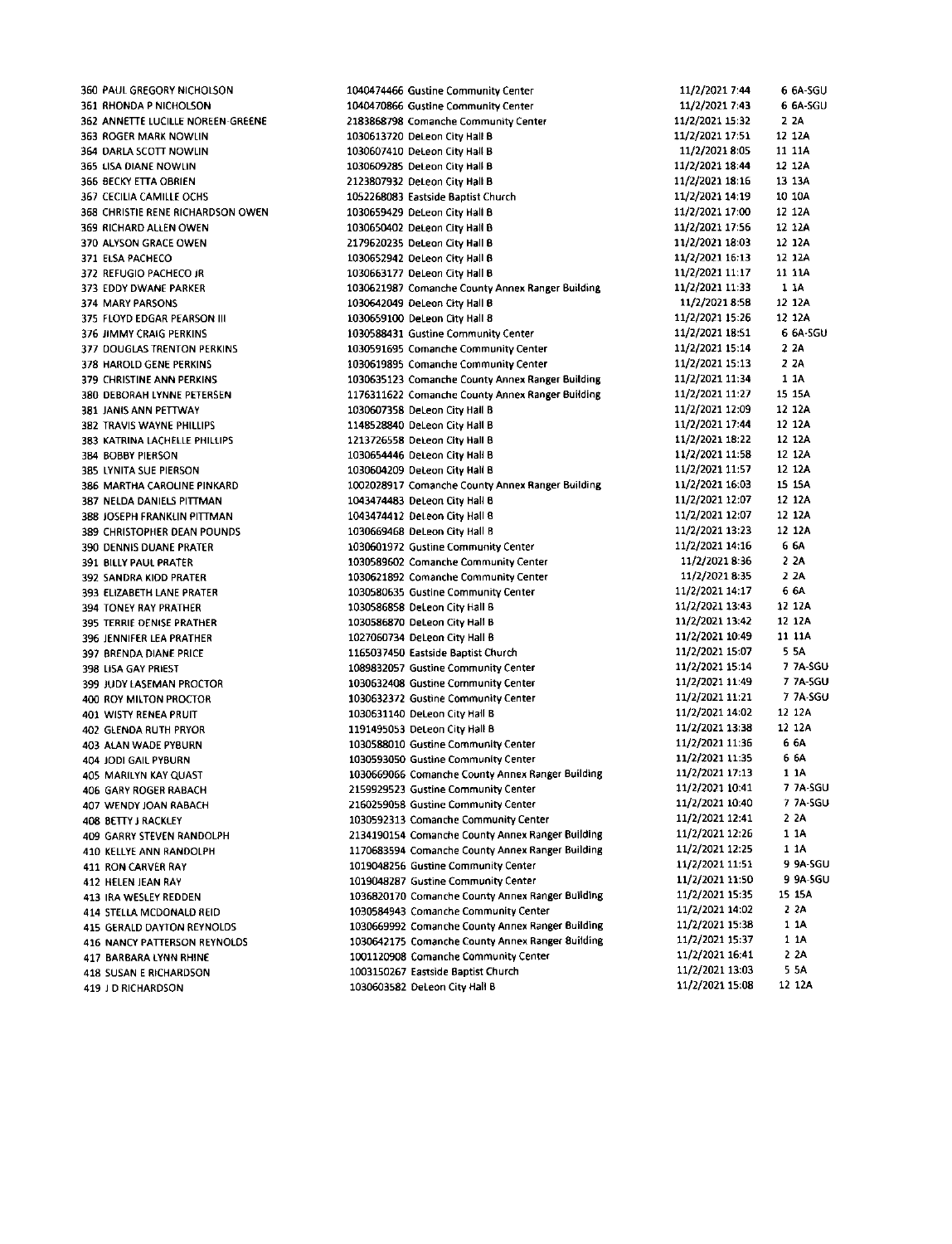| | | | | | |
|---|---|---|---|---|---|
| 360 | PAUL GREGORY NICHOLSON | 1040474466 Gustine Community Center | 11/2/2021 7:44 | 6 | 6A-SGU |
| 361 | RHONDA P NICHOLSON | 1040470866 Gustine Community Center | 11/2/2021 7:43 | 6 | 6A-SGU |
| 362 | ANNETTE LUCILLE NOREEN-GREENE | 2183868798 Comanche Community Center | 11/2/2021 15:32 | 2 | 2A |
| 363 | ROGER MARK NOWLIN | 1030613720 DeLeon City Hall B | 11/2/2021 17:51 | 12 | 12A |
| 364 | DARLA SCOTT NOWLIN | 1030607410 DeLeon City Hall B | 11/2/2021 8:05 | 11 | 11A |
| 365 | LISA DIANE NOWLIN | 1030609285 DeLeon City Hall B | 11/2/2021 18:44 | 12 | 12A |
| 366 | BECKY ETTA OBRIEN | 2123807932 DeLeon City Hall B | 11/2/2021 18:16 | 13 | 13A |
| 367 | CECILIA CAMILLE OCHS | 1052268083 Eastside Baptist Church | 11/2/2021 14:19 | 10 | 10A |
| 368 | CHRISTIE RENE RICHARDSON OWEN | 1030659429 DeLeon City Hall B | 11/2/2021 17:00 | 12 | 12A |
| 369 | RICHARD ALLEN OWEN | 1030650402 DeLeon City Hall B | 11/2/2021 17:56 | 12 | 12A |
| 370 | ALYSON GRACE OWEN | 2179620235 DeLeon City Hall B | 11/2/2021 18:03 | 12 | 12A |
| 371 | ELSA PACHECO | 1030652942 DeLeon City Hall B | 11/2/2021 16:13 | 12 | 12A |
| 372 | REFUGIO PACHECO JR | 1030663177 DeLeon City Hall B | 11/2/2021 11:17 | 11 | 11A |
| 373 | EDDY DWANE PARKER | 1030621987 Comanche County Annex Ranger Building | 11/2/2021 11:33 | 1 | 1A |
| 374 | MARY PARSONS | 1030642049 DeLeon City Hall B | 11/2/2021 8:58 | 12 | 12A |
| 375 | FLOYD EDGAR PEARSON III | 1030659100 DeLeon City Hall B | 11/2/2021 15:26 | 12 | 12A |
| 376 | JIMMY CRAIG PERKINS | 1030588431 Gustine Community Center | 11/2/2021 18:51 | 6 | 6A-SGU |
| 377 | DOUGLAS TRENTON PERKINS | 1030591695 Comanche Community Center | 11/2/2021 15:14 | 2 | 2A |
| 378 | HAROLD GENE PERKINS | 1030619895 Comanche Community Center | 11/2/2021 15:13 | 2 | 2A |
| 379 | CHRISTINE ANN PERKINS | 1030635123 Comanche County Annex Ranger Building | 11/2/2021 11:34 | 1 | 1A |
| 380 | DEBORAH LYNNE PETERSEN | 1176311622 Comanche County Annex Ranger Building | 11/2/2021 11:27 | 15 | 15A |
| 381 | JANIS ANN PETTWAY | 1030607358 DeLeon City Hall B | 11/2/2021 12:09 | 12 | 12A |
| 382 | TRAVIS WAYNE PHILLIPS | 1148528840 DeLeon City Hall B | 11/2/2021 17:44 | 12 | 12A |
| 383 | KATRINA LACHELLE PHILLIPS | 1213726558 DeLeon City Hall B | 11/2/2021 18:22 | 12 | 12A |
| 384 | BOBBY PIERSON | 1030654446 DeLeon City Hall B | 11/2/2021 11:58 | 12 | 12A |
| 385 | LYNITA SUE PIERSON | 1030604209 DeLeon City Hall B | 11/2/2021 11:57 | 12 | 12A |
| 386 | MARTHA CAROLINE PINKARD | 1002028917 Comanche County Annex Ranger Building | 11/2/2021 16:03 | 15 | 15A |
| 387 | NELDA DANIELS PITTMAN | 1043474483 DeLeon City Hall B | 11/2/2021 12:07 | 12 | 12A |
| 388 | JOSEPH FRANKLIN PITTMAN | 1043474412 DeLeon City Hall B | 11/2/2021 12:07 | 12 | 12A |
| 389 | CHRISTOPHER DEAN POUNDS | 1030669468 DeLeon City Hall B | 11/2/2021 13:23 | 12 | 12A |
| 390 | DENNIS DUANE PRATER | 1030601972 Gustine Community Center | 11/2/2021 14:16 | 6 | 6A |
| 391 | BILLY PAUL PRATER | 1030589602 Comanche Community Center | 11/2/2021 8:36 | 2 | 2A |
| 392 | SANDRA KIDD PRATER | 1030621892 Comanche Community Center | 11/2/2021 8:35 | 2 | 2A |
| 393 | ELIZABETH LANE PRATER | 1030580635 Gustine Community Center | 11/2/2021 14:17 | 6 | 6A |
| 394 | TONEY RAY PRATHER | 1030586858 DeLeon City Hall B | 11/2/2021 13:43 | 12 | 12A |
| 395 | TERRIE DENISE PRATHER | 1030586870 DeLeon City Hall B | 11/2/2021 13:42 | 12 | 12A |
| 396 | JENNIFER LEA PRATHER | 1027060734 DeLeon City Hall B | 11/2/2021 10:49 | 11 | 11A |
| 397 | BRENDA DIANE PRICE | 1165037450 Eastside Baptist Church | 11/2/2021 15:07 | 5 | 5A |
| 398 | LISA GAY PRIEST | 1089832057 Gustine Community Center | 11/2/2021 15:14 | 7 | 7A-SGU |
| 399 | JUDY LASEMAN PROCTOR | 1030632408 Gustine Community Center | 11/2/2021 11:49 | 7 | 7A-SGU |
| 400 | ROY MILTON PROCTOR | 1030632372 Gustine Community Center | 11/2/2021 11:21 | 7 | 7A-SGU |
| 401 | WISTY RENEA PRUIT | 1030631140 DeLeon City Hall B | 11/2/2021 14:02 | 12 | 12A |
| 402 | GLENDA RUTH PRYOR | 1191495053 DeLeon City Hall B | 11/2/2021 13:38 | 12 | 12A |
| 403 | ALAN WADE PYBURN | 1030588010 Gustine Community Center | 11/2/2021 11:36 | 6 | 6A |
| 404 | JODI GAIL PYBURN | 1030593050 Gustine Community Center | 11/2/2021 11:35 | 6 | 6A |
| 405 | MARILYN KAY QUAST | 1030669066 Comanche County Annex Ranger Building | 11/2/2021 17:13 | 1 | 1A |
| 406 | GARY ROGER RABACH | 2159929523 Gustine Community Center | 11/2/2021 10:41 | 7 | 7A-SGU |
| 407 | WENDY JOAN RABACH | 2160259058 Gustine Community Center | 11/2/2021 10:40 | 7 | 7A-SGU |
| 408 | BETTY J RACKLEY | 1030592313 Comanche Community Center | 11/2/2021 12:41 | 2 | 2A |
| 409 | GARRY STEVEN RANDOLPH | 2134190154 Comanche County Annex Ranger Building | 11/2/2021 12:26 | 1 | 1A |
| 410 | KELLYE ANN RANDOLPH | 1170683594 Comanche County Annex Ranger Building | 11/2/2021 12:25 | 1 | 1A |
| 411 | RON CARVER RAY | 1019048256 Gustine Community Center | 11/2/2021 11:51 | 9 | 9A-SGU |
| 412 | HELEN JEAN RAY | 1019048287 Gustine Community Center | 11/2/2021 11:50 | 9 | 9A-SGU |
| 413 | IRA WESLEY REDDEN | 1036820170 Comanche County Annex Ranger Building | 11/2/2021 15:35 | 15 | 15A |
| 414 | STELLA MCDONALD REID | 1030584943 Comanche Community Center | 11/2/2021 14:02 | 2 | 2A |
| 415 | GERALD DAYTON REYNOLDS | 1030669992 Comanche County Annex Ranger Building | 11/2/2021 15:38 | 1 | 1A |
| 416 | NANCY PATTERSON REYNOLDS | 1030642175 Comanche County Annex Ranger Building | 11/2/2021 15:37 | 1 | 1A |
| 417 | BARBARA LYNN RHINE | 1001120908 Comanche Community Center | 11/2/2021 16:41 | 2 | 2A |
| 418 | SUSAN E RICHARDSON | 1003150267 Eastside Baptist Church | 11/2/2021 13:03 | 5 | 5A |
| 419 | J D RICHARDSON | 1030603582 DeLeon City Hall B | 11/2/2021 15:08 | 12 | 12A |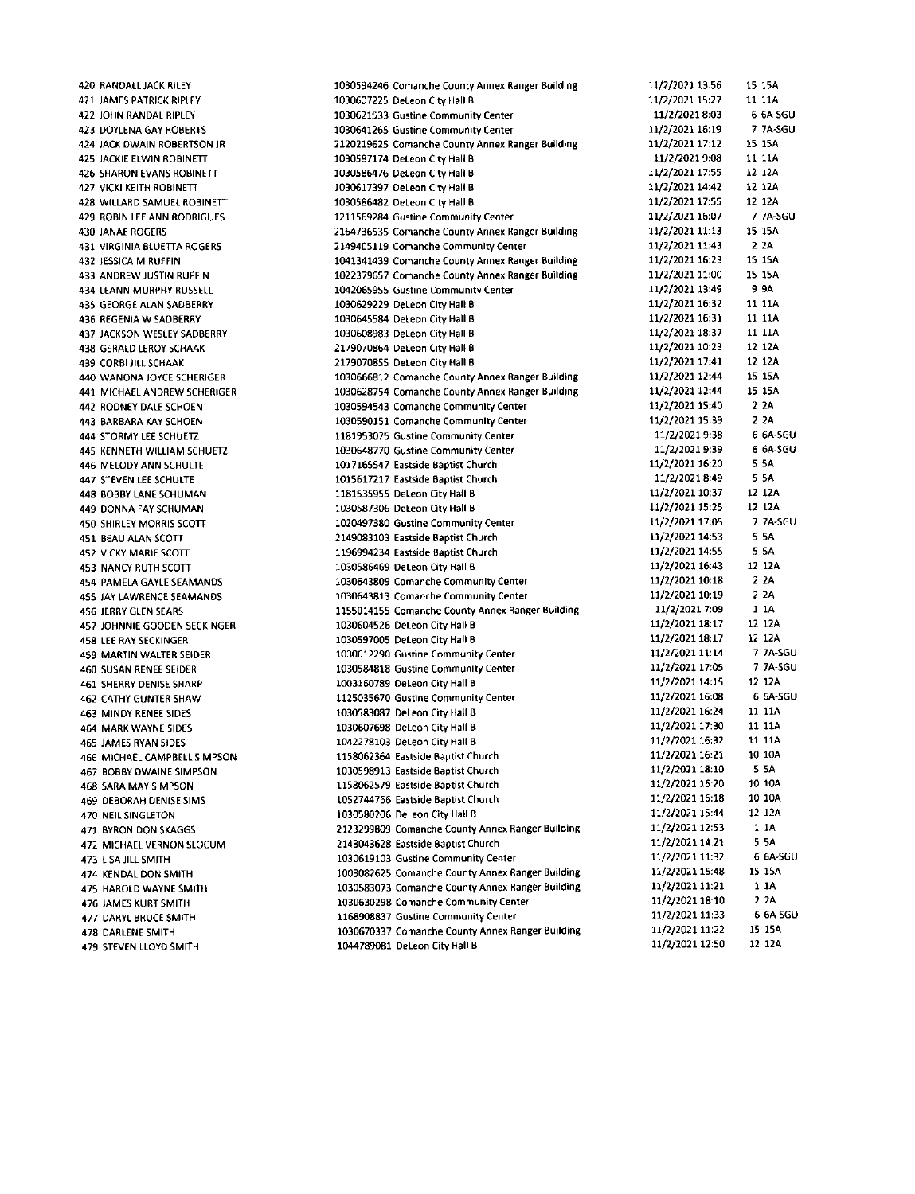| | | | | | | |
|---|---|---|---|---|---|---|
| 420 | RANDALL JACK RILEY | 1030594246 | Comanche County Annex Ranger Building | 11/2/2021 13:56 | 15 | 15A |
| 421 | JAMES PATRICK RIPLEY | 1030607225 | DeLeon City Hall B | 11/2/2021 15:27 | 11 | 11A |
| 422 | JOHN RANDAL RIPLEY | 1030621533 | Gustine Community Center | 11/2/2021 8:03 | 6 | 6A-SGU |
| 423 | DOYLENA GAY ROBERTS | 1030641265 | Gustine Community Center | 11/2/2021 16:19 | 7 | 7A-SGU |
| 424 | JACK DWAIN ROBERTSON JR | 2120219625 | Comanche County Annex Ranger Building | 11/2/2021 17:12 | 15 | 15A |
| 425 | JACKIE ELWIN ROBINETT | 1030587174 | DeLeon City Hall B | 11/2/2021 9:08 | 11 | 11A |
| 426 | SHARON EVANS ROBINETT | 1030586476 | DeLeon City Hall B | 11/2/2021 17:55 | 12 | 12A |
| 427 | VICKI KEITH ROBINETT | 1030617397 | DeLeon City Hall B | 11/2/2021 14:42 | 12 | 12A |
| 428 | WILLARD SAMUEL ROBINETT | 1030586482 | DeLeon City Hall B | 11/2/2021 17:55 | 12 | 12A |
| 429 | ROBIN LEE ANN RODRIGUES | 1211569284 | Gustine Community Center | 11/2/2021 16:07 | 7 | 7A-SGU |
| 430 | JANAE ROGERS | 2164736535 | Comanche County Annex Ranger Building | 11/2/2021 11:13 | 15 | 15A |
| 431 | VIRGINIA BLUETTA ROGERS | 2149405119 | Comanche Community Center | 11/2/2021 11:43 | 2 | 2A |
| 432 | JESSICA M RUFFIN | 1041341439 | Comanche County Annex Ranger Building | 11/2/2021 16:23 | 15 | 15A |
| 433 | ANDREW JUSTIN RUFFIN | 1022379657 | Comanche County Annex Ranger Building | 11/2/2021 11:00 | 15 | 15A |
| 434 | LEANN MURPHY RUSSELL | 1042065955 | Gustine Community Center | 11/2/2021 13:49 | 9 | 9A |
| 435 | GEORGE ALAN SADBERRY | 1030629229 | DeLeon City Hall B | 11/2/2021 16:32 | 11 | 11A |
| 436 | REGENIA W SADBERRY | 1030645584 | DeLeon City Hall B | 11/2/2021 16:31 | 11 | 11A |
| 437 | JACKSON WESLEY SADBERRY | 1030608983 | DeLeon City Hall B | 11/2/2021 18:37 | 11 | 11A |
| 438 | GERALD LEROY SCHAAK | 2179070864 | DeLeon City Hall B | 11/2/2021 10:23 | 12 | 12A |
| 439 | CORBI JILL SCHAAK | 2179070855 | DeLeon City Hall B | 11/2/2021 17:41 | 12 | 12A |
| 440 | WANONA JOYCE SCHERIGER | 1030666812 | Comanche County Annex Ranger Building | 11/2/2021 12:44 | 15 | 15A |
| 441 | MICHAEL ANDREW SCHERIGER | 1030628754 | Comanche County Annex Ranger Building | 11/2/2021 12:44 | 15 | 15A |
| 442 | RODNEY DALE SCHOEN | 1030594543 | Comanche Community Center | 11/2/2021 15:40 | 2 | 2A |
| 443 | BARBARA KAY SCHOEN | 1030590151 | Comanche Community Center | 11/2/2021 15:39 | 2 | 2A |
| 444 | STORMY LEE SCHUETZ | 1181953075 | Gustine Community Center | 11/2/2021 9:38 | 6 | 6A-SGU |
| 445 | KENNETH WILLIAM SCHUETZ | 1030648770 | Gustine Community Center | 11/2/2021 9:39 | 6 | 6A-SGU |
| 446 | MELODY ANN SCHULTE | 1017165547 | Eastside Baptist Church | 11/2/2021 16:20 | 5 | 5A |
| 447 | STEVEN LEE SCHULTE | 1015617217 | Eastside Baptist Church | 11/2/2021 8:49 | 5 | 5A |
| 448 | BOBBY LANE SCHUMAN | 1181535955 | DeLeon City Hall B | 11/2/2021 10:37 | 12 | 12A |
| 449 | DONNA FAY SCHUMAN | 1030587306 | DeLeon City Hall B | 11/2/2021 15:25 | 12 | 12A |
| 450 | SHIRLEY MORRIS SCOTT | 1020497380 | Gustine Community Center | 11/2/2021 17:05 | 7 | 7A-SGU |
| 451 | BEAU ALAN SCOTT | 2149083103 | Eastside Baptist Church | 11/2/2021 14:53 | 5 | 5A |
| 452 | VICKY MARIE SCOTT | 1196994234 | Eastside Baptist Church | 11/2/2021 14:55 | 5 | 5A |
| 453 | NANCY RUTH SCOTT | 1030586469 | DeLeon City Hall B | 11/2/2021 16:43 | 12 | 12A |
| 454 | PAMELA GAYLE SEAMANDS | 1030643809 | Comanche Community Center | 11/2/2021 10:18 | 2 | 2A |
| 455 | JAY LAWRENCE SEAMANDS | 1030643813 | Comanche Community Center | 11/2/2021 10:19 | 2 | 2A |
| 456 | JERRY GLEN SEARS | 1155014155 | Comanche County Annex Ranger Building | 11/2/2021 7:09 | 1 | 1A |
| 457 | JOHNNIE GOODEN SECKINGER | 1030604526 | DeLeon City Hall B | 11/2/2021 18:17 | 12 | 12A |
| 458 | LEE RAY SECKINGER | 1030597005 | DeLeon City Hall B | 11/2/2021 18:17 | 12 | 12A |
| 459 | MARTIN WALTER SEIDER | 1030612290 | Gustine Community Center | 11/2/2021 11:14 | 7 | 7A-SGU |
| 460 | SUSAN RENEE SEIDER | 1030584818 | Gustine Community Center | 11/2/2021 17:05 | 7 | 7A-SGU |
| 461 | SHERRY DENISE SHARP | 1003160789 | DeLeon City Hall B | 11/2/2021 14:15 | 12 | 12A |
| 462 | CATHY GUNTER SHAW | 1125035670 | Gustine Community Center | 11/2/2021 16:08 | 6 | 6A-SGU |
| 463 | MINDY RENEE SIDES | 1030583087 | DeLeon City Hall B | 11/2/2021 16:24 | 11 | 11A |
| 464 | MARK WAYNE SIDES | 1030607698 | DeLeon City Hall B | 11/2/2021 17:30 | 11 | 11A |
| 465 | JAMES RYAN SIDES | 1042278103 | DeLeon City Hall B | 11/2/2021 16:32 | 11 | 11A |
| 466 | MICHAEL CAMPBELL SIMPSON | 1158062364 | Eastside Baptist Church | 11/2/2021 16:21 | 10 | 10A |
| 467 | BOBBY DWAINE SIMPSON | 1030598913 | Eastside Baptist Church | 11/2/2021 18:10 | 5 | 5A |
| 468 | SARA MAY SIMPSON | 1158062579 | Eastside Baptist Church | 11/2/2021 16:20 | 10 | 10A |
| 469 | DEBORAH DENISE SIMS | 1052744766 | Eastside Baptist Church | 11/2/2021 16:18 | 10 | 10A |
| 470 | NEIL SINGLETON | 1030580206 | DeLeon City Hall B | 11/2/2021 15:44 | 12 | 12A |
| 471 | BYRON DON SKAGGS | 2123299809 | Comanche County Annex Ranger Building | 11/2/2021 12:53 | 1 | 1A |
| 472 | MICHAEL VERNON SLOCUM | 2143043628 | Eastside Baptist Church | 11/2/2021 14:21 | 5 | 5A |
| 473 | LISA JILL SMITH | 1030619103 | Gustine Community Center | 11/2/2021 11:32 | 6 | 6A-SGU |
| 474 | KENDAL DON SMITH | 1003082625 | Comanche County Annex Ranger Building | 11/2/2021 15:48 | 15 | 15A |
| 475 | HAROLD WAYNE SMITH | 1030583073 | Comanche County Annex Ranger Building | 11/2/2021 11:21 | 1 | 1A |
| 476 | JAMES KURT SMITH | 1030630298 | Comanche Community Center | 11/2/2021 18:10 | 2 | 2A |
| 477 | DARYL BRUCE SMITH | 1168908837 | Gustine Community Center | 11/2/2021 11:33 | 6 | 6A-SGU |
| 478 | DARLENE SMITH | 1030670337 | Comanche County Annex Ranger Building | 11/2/2021 11:22 | 15 | 15A |
| 479 | STEVEN LLOYD SMITH | 1044789081 | DeLeon City Hall B | 11/2/2021 12:50 | 12 | 12A |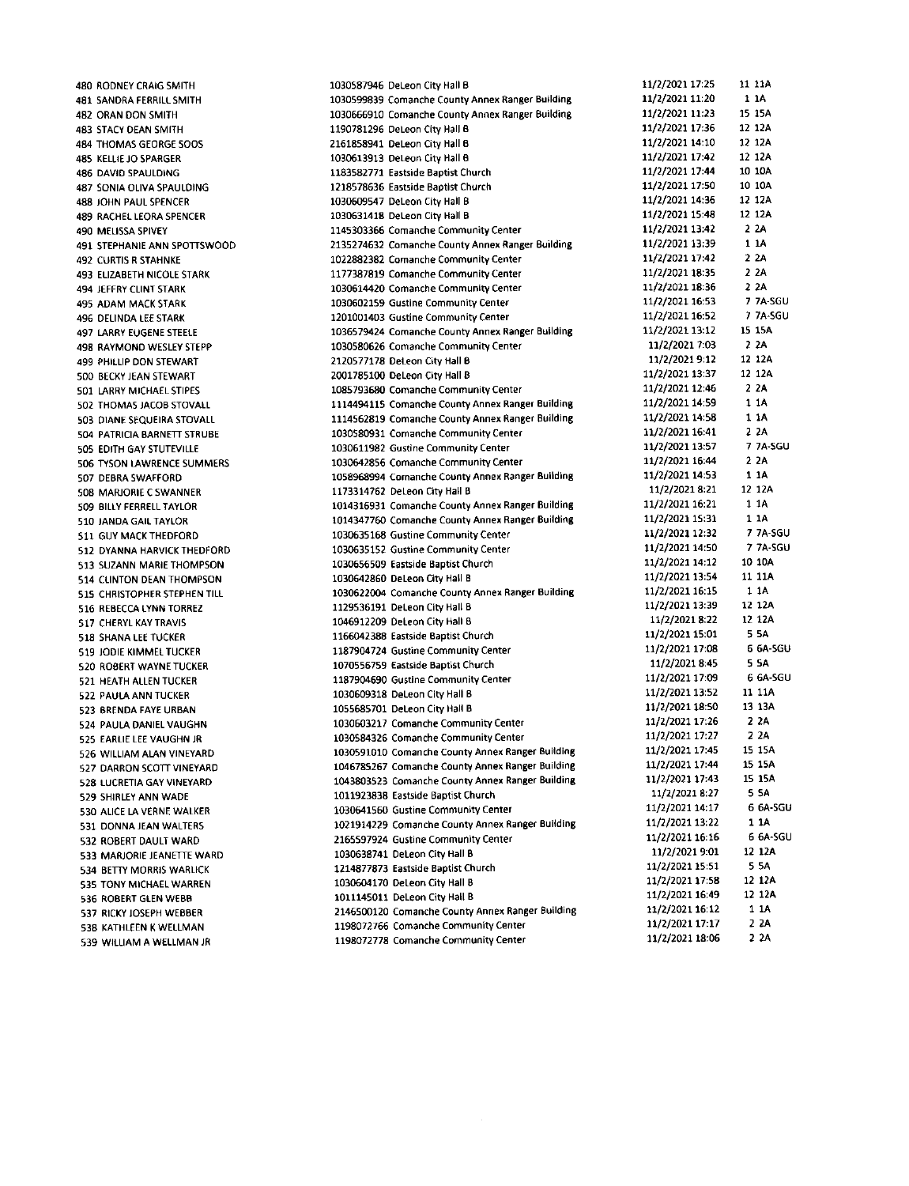| | | | | |
|---|---|---|---|---|
| 480 RODNEY CRAIG SMITH | 1030587946 DeLeon City Hall B | 11/2/2021 17:25 | 11 | 11A |
| 481 SANDRA FERRILL SMITH | 1030599839 Comanche County Annex Ranger Building | 11/2/2021 11:20 | 1 | 1A |
| 482 ORAN DON SMITH | 1030666910 Comanche County Annex Ranger Building | 11/2/2021 11:23 | 15 | 15A |
| 483 STACY DEAN SMITH | 1190781296 DeLeon City Hall B | 11/2/2021 17:36 | 12 | 12A |
| 484 THOMAS GEORGE SOOS | 2161858941 DeLeon City Hall B | 11/2/2021 14:10 | 12 | 12A |
| 485 KELLIE JO SPARGER | 1030613913 DeLeon City Hall B | 11/2/2021 17:42 | 12 | 12A |
| 486 DAVID SPAULDING | 1183582771 Eastside Baptist Church | 11/2/2021 17:44 | 10 | 10A |
| 487 SONIA OLIVA SPAULDING | 1218578636 Eastside Baptist Church | 11/2/2021 17:50 | 10 | 10A |
| 488 JOHN PAUL SPENCER | 1030609547 DeLeon City Hall B | 11/2/2021 14:36 | 12 | 12A |
| 489 RACHEL LEORA SPENCER | 1030631418 DeLeon City Hall B | 11/2/2021 15:48 | 12 | 12A |
| 490 MELISSA SPIVEY | 1145303366 Comanche Community Center | 11/2/2021 13:42 | 2 | 2A |
| 491 STEPHANIE ANN SPOTTSWOOD | 2135274632 Comanche County Annex Ranger Building | 11/2/2021 13:39 | 1 | 1A |
| 492 CURTIS R STAHNKE | 1022882382 Comanche Community Center | 11/2/2021 17:42 | 2 | 2A |
| 493 ELIZABETH NICOLE STARK | 1177387819 Comanche Community Center | 11/2/2021 18:35 | 2 | 2A |
| 494 JEFFRY CLINT STARK | 1030614420 Comanche Community Center | 11/2/2021 18:36 | 2 | 2A |
| 495 ADAM MACK STARK | 1030602159 Gustine Community Center | 11/2/2021 16:53 | 7 | 7A-SGU |
| 496 DELINDA LEE STARK | 1201001403 Gustine Community Center | 11/2/2021 16:52 | 7 | 7A-SGU |
| 497 LARRY EUGENE STEELE | 1036579424 Comanche County Annex Ranger Building | 11/2/2021 13:12 | 15 | 15A |
| 498 RAYMOND WESLEY STEPP | 1030580626 Comanche Community Center | 11/2/2021 7:03 | 2 | 2A |
| 499 PHILLIP DON STEWART | 2120577178 DeLeon City Hall B | 11/2/2021 9:12 | 12 | 12A |
| 500 BECKY JEAN STEWART | 2001785100 DeLeon City Hall B | 11/2/2021 13:37 | 12 | 12A |
| 501 LARRY MICHAEL STIPES | 1085793680 Comanche Community Center | 11/2/2021 12:46 | 2 | 2A |
| 502 THOMAS JACOB STOVALL | 1114494115 Comanche County Annex Ranger Building | 11/2/2021 14:59 | 1 | 1A |
| 503 DIANE SEQUEIRA STOVALL | 1114562819 Comanche County Annex Ranger Building | 11/2/2021 14:58 | 1 | 1A |
| 504 PATRICIA BARNETT STRUBE | 1030580931 Comanche Community Center | 11/2/2021 16:41 | 2 | 2A |
| 505 EDITH GAY STUTEVILLE | 1030611982 Gustine Community Center | 11/2/2021 13:57 | 7 | 7A-SGU |
| 506 TYSON LAWRENCE SUMMERS | 1030642856 Comanche Community Center | 11/2/2021 16:44 | 2 | 2A |
| 507 DEBRA SWAFFORD | 1058968994 Comanche County Annex Ranger Building | 11/2/2021 14:53 | 1 | 1A |
| 508 MARJORIE C SWANNER | 1173314762 DeLeon City Hall B | 11/2/2021 8:21 | 12 | 12A |
| 509 BILLY FERRELL TAYLOR | 1014316931 Comanche County Annex Ranger Building | 11/2/2021 16:21 | 1 | 1A |
| 510 JANDA GAIL TAYLOR | 1014347760 Comanche County Annex Ranger Building | 11/2/2021 15:31 | 1 | 1A |
| 511 GUY MACK THEDFORD | 1030635168 Gustine Community Center | 11/2/2021 12:32 | 7 | 7A-SGU |
| 512 DYANNA HARVICK THEDFORD | 1030635152 Gustine Community Center | 11/2/2021 14:50 | 7 | 7A-SGU |
| 513 SUZANN MARIE THOMPSON | 1030656509 Eastside Baptist Church | 11/2/2021 14:12 | 10 | 10A |
| 514 CLINTON DEAN THOMPSON | 1030642860 DeLeon City Hall B | 11/2/2021 13:54 | 11 | 11A |
| 515 CHRISTOPHER STEPHEN TILL | 1030622004 Comanche County Annex Ranger Building | 11/2/2021 16:15 | 1 | 1A |
| 516 REBECCA LYNN TORREZ | 1129536191 DeLeon City Hall B | 11/2/2021 13:39 | 12 | 12A |
| 517 CHERYL KAY TRAVIS | 1046912209 DeLeon City Hall B | 11/2/2021 8:22 | 12 | 12A |
| 518 SHANA LEE TUCKER | 1166042388 Eastside Baptist Church | 11/2/2021 15:01 | 5 | 5A |
| 519 JODIE KIMMEL TUCKER | 1187904724 Gustine Community Center | 11/2/2021 17:08 | 6 | 6A-SGU |
| 520 ROBERT WAYNE TUCKER | 1070556759 Eastside Baptist Church | 11/2/2021 8:45 | 5 | 5A |
| 521 HEATH ALLEN TUCKER | 1187904690 Gustine Community Center | 11/2/2021 17:09 | 6 | 6A-SGU |
| 522 PAULA ANN TUCKER | 1030609318 DeLeon City Hall B | 11/2/2021 13:52 | 11 | 11A |
| 523 BRENDA FAYE URBAN | 1055685701 DeLeon City Hall B | 11/2/2021 18:50 | 13 | 13A |
| 524 PAULA DANIEL VAUGHN | 1030603217 Comanche Community Center | 11/2/2021 17:26 | 2 | 2A |
| 525 EARLIE LEE VAUGHN JR | 1030584326 Comanche Community Center | 11/2/2021 17:27 | 2 | 2A |
| 526 WILLIAM ALAN VINEYARD | 1030591010 Comanche County Annex Ranger Building | 11/2/2021 17:45 | 15 | 15A |
| 527 DARRON SCOTT VINEYARD | 1046785267 Comanche County Annex Ranger Building | 11/2/2021 17:44 | 15 | 15A |
| 528 LUCRETIA GAY VINEYARD | 1043803523 Comanche County Annex Ranger Building | 11/2/2021 17:43 | 15 | 15A |
| 529 SHIRLEY ANN WADE | 1011923838 Eastside Baptist Church | 11/2/2021 8:27 | 5 | 5A |
| 530 ALICE LA VERNE WALKER | 1030641560 Gustine Community Center | 11/2/2021 14:17 | 6 | 6A-SGU |
| 531 DONNA JEAN WALTERS | 1021914229 Comanche County Annex Ranger Building | 11/2/2021 13:22 | 1 | 1A |
| 532 ROBERT DAULT WARD | 2165597924 Gustine Community Center | 11/2/2021 16:16 | 6 | 6A-SGU |
| 533 MARJORIE JEANETTE WARD | 1030638741 DeLeon City Hall B | 11/2/2021 9:01 | 12 | 12A |
| 534 BETTY MORRIS WARLICK | 1214877873 Eastside Baptist Church | 11/2/2021 15:51 | 5 | 5A |
| 535 TONY MICHAEL WARREN | 1030604170 DeLeon City Hall B | 11/2/2021 17:58 | 12 | 12A |
| 536 ROBERT GLEN WEBB | 1011145011 DeLeon City Hall B | 11/2/2021 16:49 | 12 | 12A |
| 537 RICKY JOSEPH WEBBER | 2146500120 Comanche County Annex Ranger Building | 11/2/2021 16:12 | 1 | 1A |
| 538 KATHLEEN K WELLMAN | 1198072766 Comanche Community Center | 11/2/2021 17:17 | 2 | 2A |
| 539 WILLIAM A WELLMAN JR | 1198072778 Comanche Community Center | 11/2/2021 18:06 | 2 | 2A |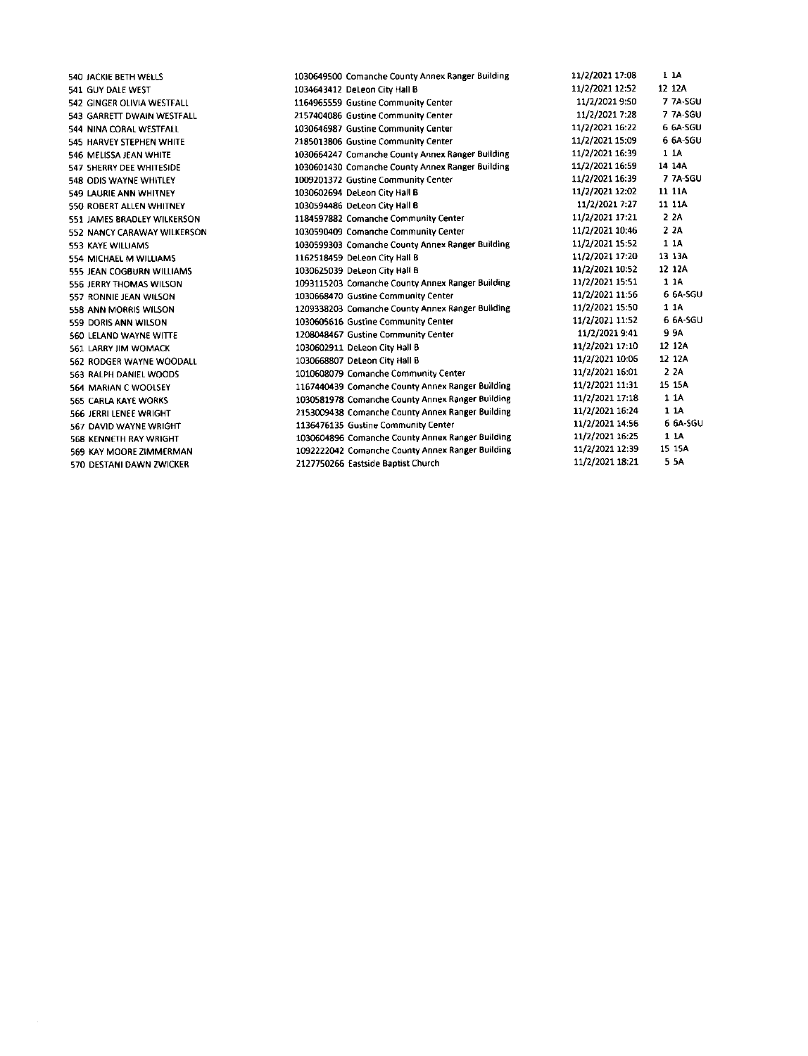| | | | | | |
|---|---|---|---|---|---|
| 540 | JACKIE BETH WELLS | 1030649500 | Comanche County Annex Ranger Building | 11/2/2021 17:08 | 1 1A |
| 541 | GUY DALE WEST | 1034643412 | DeLeon City Hall B | 11/2/2021 12:52 | 12 12A |
| 542 | GINGER OLIVIA WESTFALL | 1164965559 | Gustine Community Center | 11/2/2021 9:50 | 7 7A-SGU |
| 543 | GARRETT DWAIN WESTFALL | 2157404086 | Gustine Community Center | 11/2/2021 7:28 | 7 7A-SGU |
| 544 | NINA CORAL WESTFALL | 1030646987 | Gustine Community Center | 11/2/2021 16:22 | 6 6A-SGU |
| 545 | HARVEY STEPHEN WHITE | 2185013806 | Gustine Community Center | 11/2/2021 15:09 | 6 6A-SGU |
| 546 | MELISSA JEAN WHITE | 1030664247 | Comanche County Annex Ranger Building | 11/2/2021 16:39 | 1 1A |
| 547 | SHERRY DEE WHITESIDE | 1030601430 | Comanche County Annex Ranger Building | 11/2/2021 16:59 | 14 14A |
| 548 | ODIS WAYNE WHITLEY | 1009201372 | Gustine Community Center | 11/2/2021 16:39 | 7 7A-SGU |
| 549 | LAURIE ANN WHITNEY | 1030602694 | DeLeon City Hall B | 11/2/2021 12:02 | 11 11A |
| 550 | ROBERT ALLEN WHITNEY | 1030594486 | DeLeon City Hall B | 11/2/2021 7:27 | 11 11A |
| 551 | JAMES BRADLEY WILKERSON | 1184597882 | Comanche Community Center | 11/2/2021 17:21 | 2 2A |
| 552 | NANCY CARAWAY WILKERSON | 1030590409 | Comanche Community Center | 11/2/2021 10:46 | 2 2A |
| 553 | KAYE WILLIAMS | 1030599303 | Comanche County Annex Ranger Building | 11/2/2021 15:52 | 1 1A |
| 554 | MICHAEL M WILLIAMS | 1162518459 | DeLeon City Hall B | 11/2/2021 17:20 | 13 13A |
| 555 | JEAN COGBURN WILLIAMS | 1030625039 | DeLeon City Hall B | 11/2/2021 10:52 | 12 12A |
| 556 | JERRY THOMAS WILSON | 1093115203 | Comanche County Annex Ranger Building | 11/2/2021 15:51 | 1 1A |
| 557 | RONNIE JEAN WILSON | 1030668470 | Gustine Community Center | 11/2/2021 11:56 | 6 6A-SGU |
| 558 | ANN MORRIS WILSON | 1209338203 | Comanche County Annex Ranger Building | 11/2/2021 15:50 | 1 1A |
| 559 | DORIS ANN WILSON | 1030605616 | Gustine Community Center | 11/2/2021 11:52 | 6 6A-SGU |
| 560 | LELAND WAYNE WITTE | 1208048467 | Gustine Community Center | 11/2/2021 9:41 | 9 9A |
| 561 | LARRY JIM WOMACK | 1030602911 | DeLeon City Hall B | 11/2/2021 17:10 | 12 12A |
| 562 | RODGER WAYNE WOODALL | 1030668807 | DeLeon City Hall B | 11/2/2021 10:06 | 12 12A |
| 563 | RALPH DANIEL WOODS | 1010608079 | Comanche Community Center | 11/2/2021 16:01 | 2 2A |
| 564 | MARIAN C WOOLSEY | 1167440439 | Comanche County Annex Ranger Building | 11/2/2021 11:31 | 15 15A |
| 565 | CARLA KAYE WORKS | 1030581978 | Comanche County Annex Ranger Building | 11/2/2021 17:18 | 1 1A |
| 566 | JERRI LENEE WRIGHT | 2153009438 | Comanche County Annex Ranger Building | 11/2/2021 16:24 | 1 1A |
| 567 | DAVID WAYNE WRIGHT | 1136476135 | Gustine Community Center | 11/2/2021 14:56 | 6 6A-SGU |
| 568 | KENNETH RAY WRIGHT | 1030604896 | Comanche County Annex Ranger Building | 11/2/2021 16:25 | 1 1A |
| 569 | KAY MOORE ZIMMERMAN | 1092222042 | Comanche County Annex Ranger Building | 11/2/2021 12:39 | 15 15A |
| 570 | DESTANI DAWN ZWICKER | 2127750266 | Eastside Baptist Church | 11/2/2021 18:21 | 5 5A |